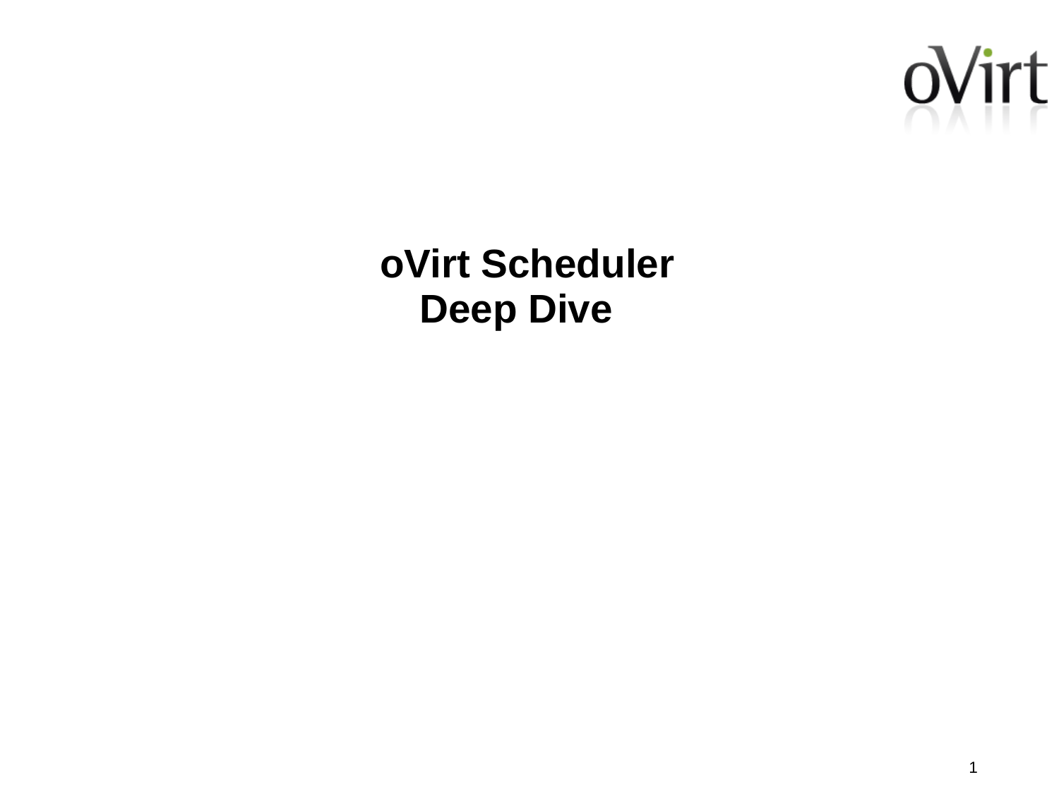# oVirt Scheduler
# Deep Dive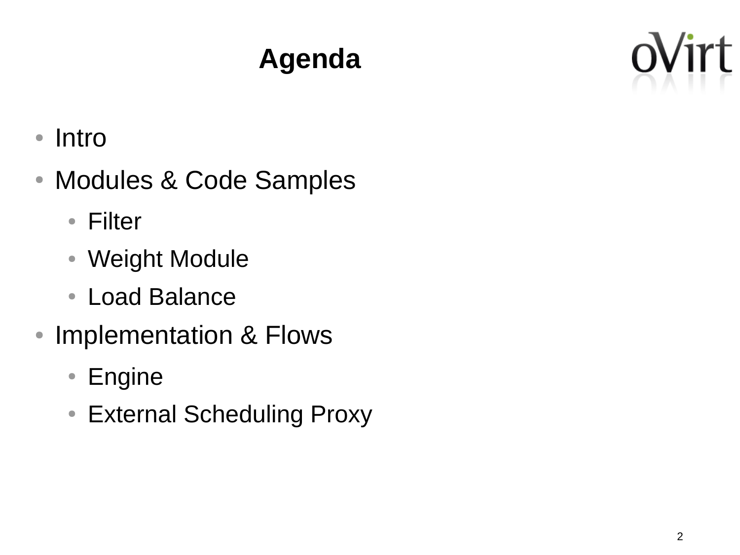# Agenda

- Intro
- Modules & Code Samples
  - Filter
  - Weight Module
  - Load Balance
- Implementation & Flows
  - Engine
  - External Scheduling Proxy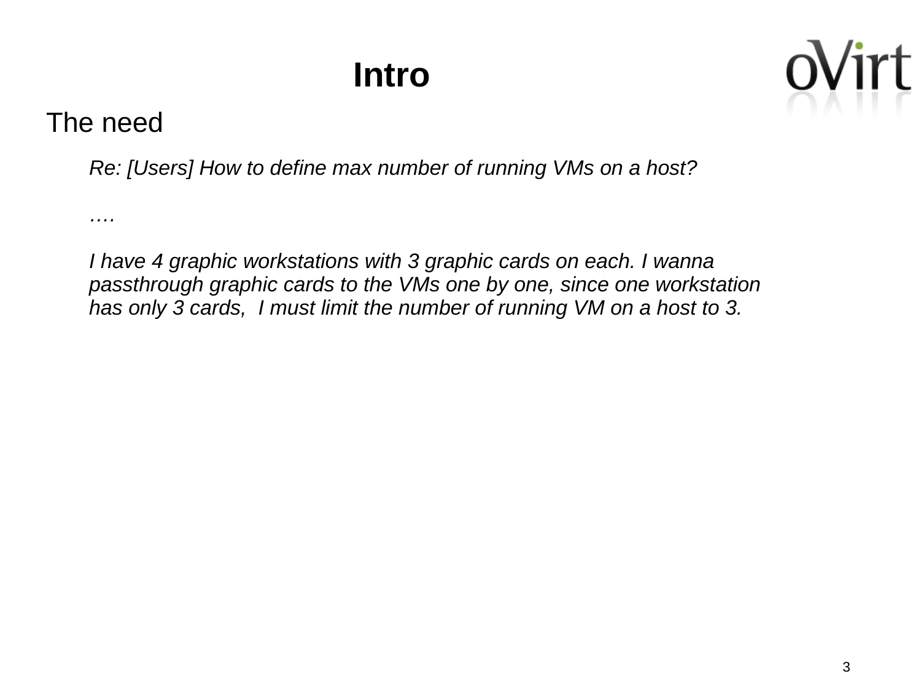# Intro

## The need

*Re: [Users] How to define max number of running VMs on a host?*

*….*

*I have 4 graphic workstations with 3 graphic cards on each. I wanna passthrough graphic cards to the VMs one by one, since one workstation has only 3 cards, I must limit the number of running VM on a host to 3.*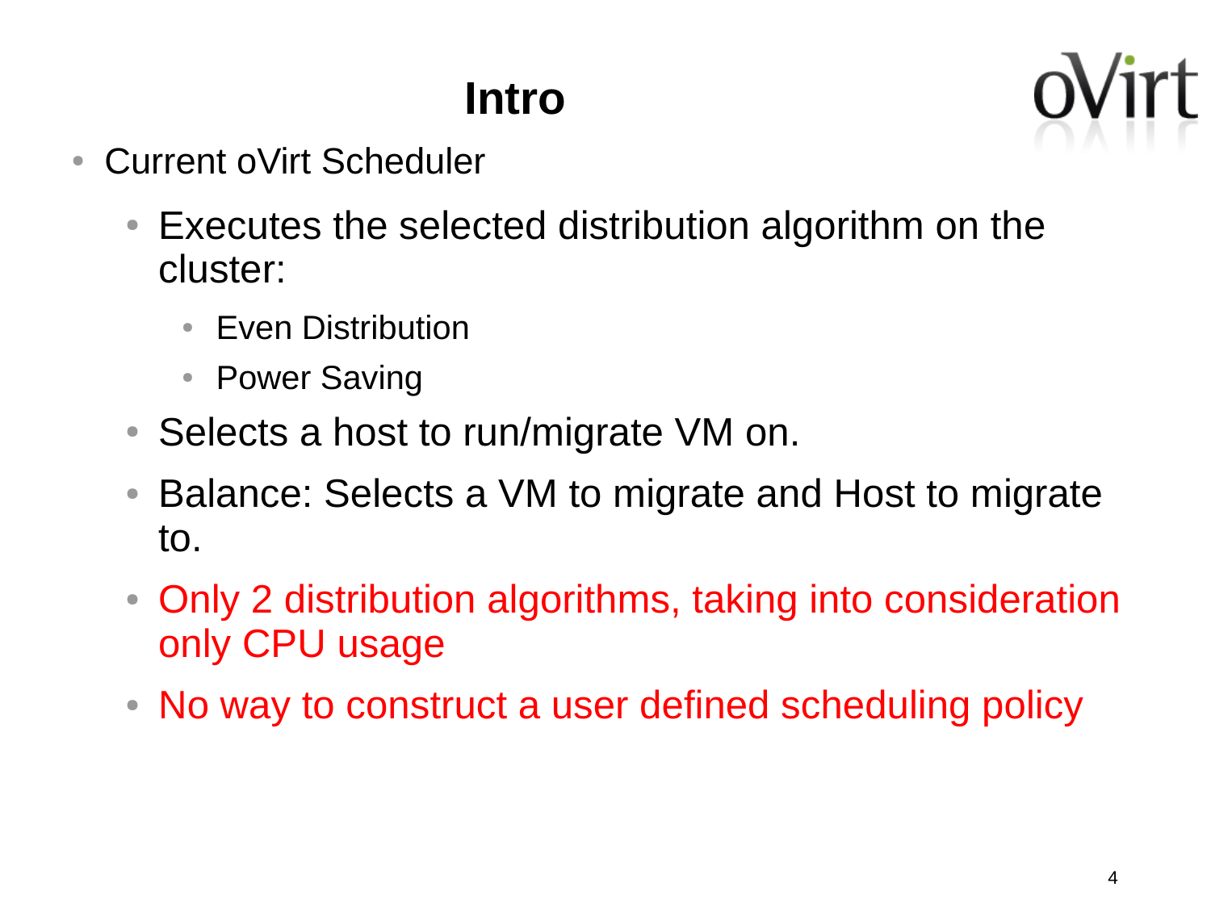# Intro

- Current oVirt Scheduler
  - Executes the selected distribution algorithm on the cluster:
    - Even Distribution
    - Power Saving
  - Selects a host to run/migrate VM on.
  - Balance: Selects a VM to migrate and Host to migrate to.
  - Only 2 distribution algorithms, taking into consideration only CPU usage
  - No way to construct a user defined scheduling policy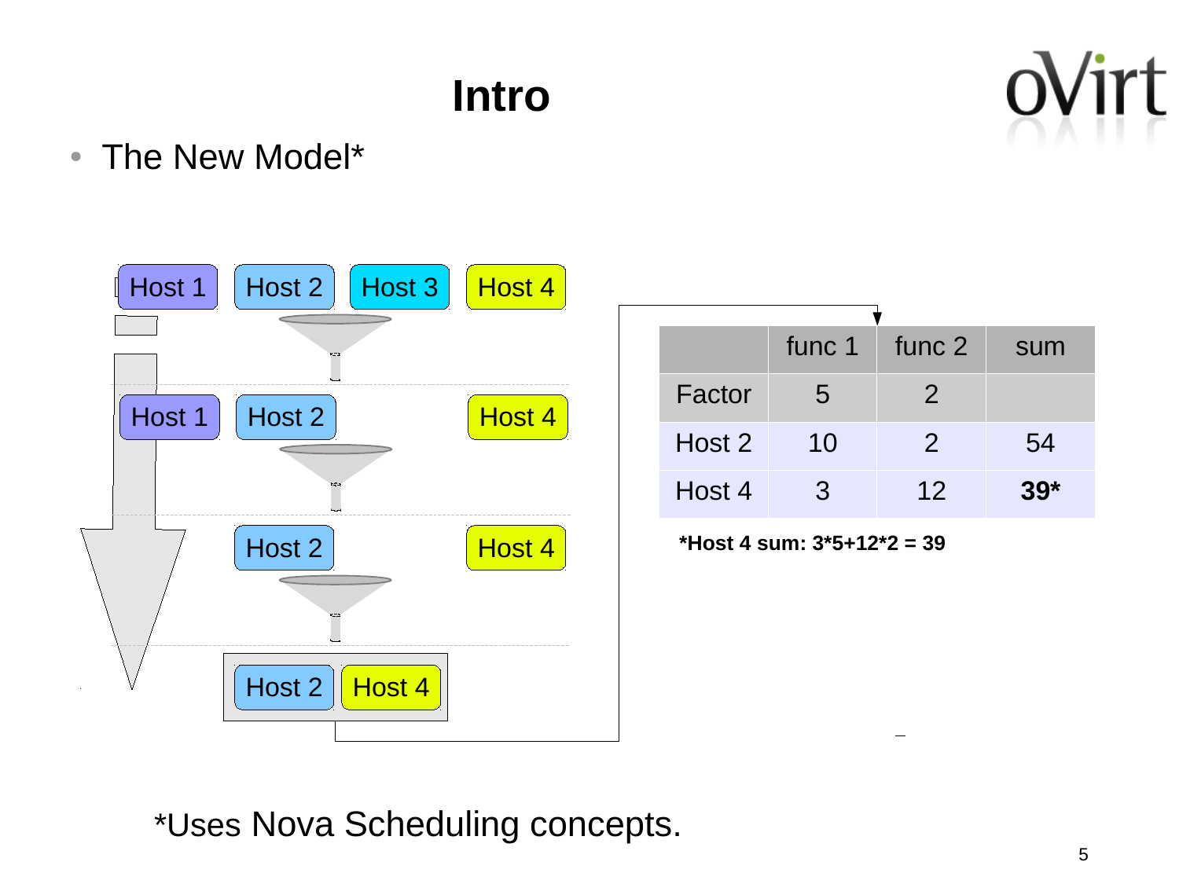# Intro

- The New Model*

Host 1 | Host 2 | Host 3 | Host 4

Host 1 | Host 2 | Host 4

Host 2 | Host 4

Host 2 | Host 4

| | func 1 | func 2 | sum |
|---|---|---|---|
| Factor | 5 | 2 | |
| Host 2 | 10 | 2 | 54 |
| Host 4 | 3 | 12 | **39*** |

***Host 4 sum: 3*5+12*2 = 39**

*Uses Nova Scheduling concepts.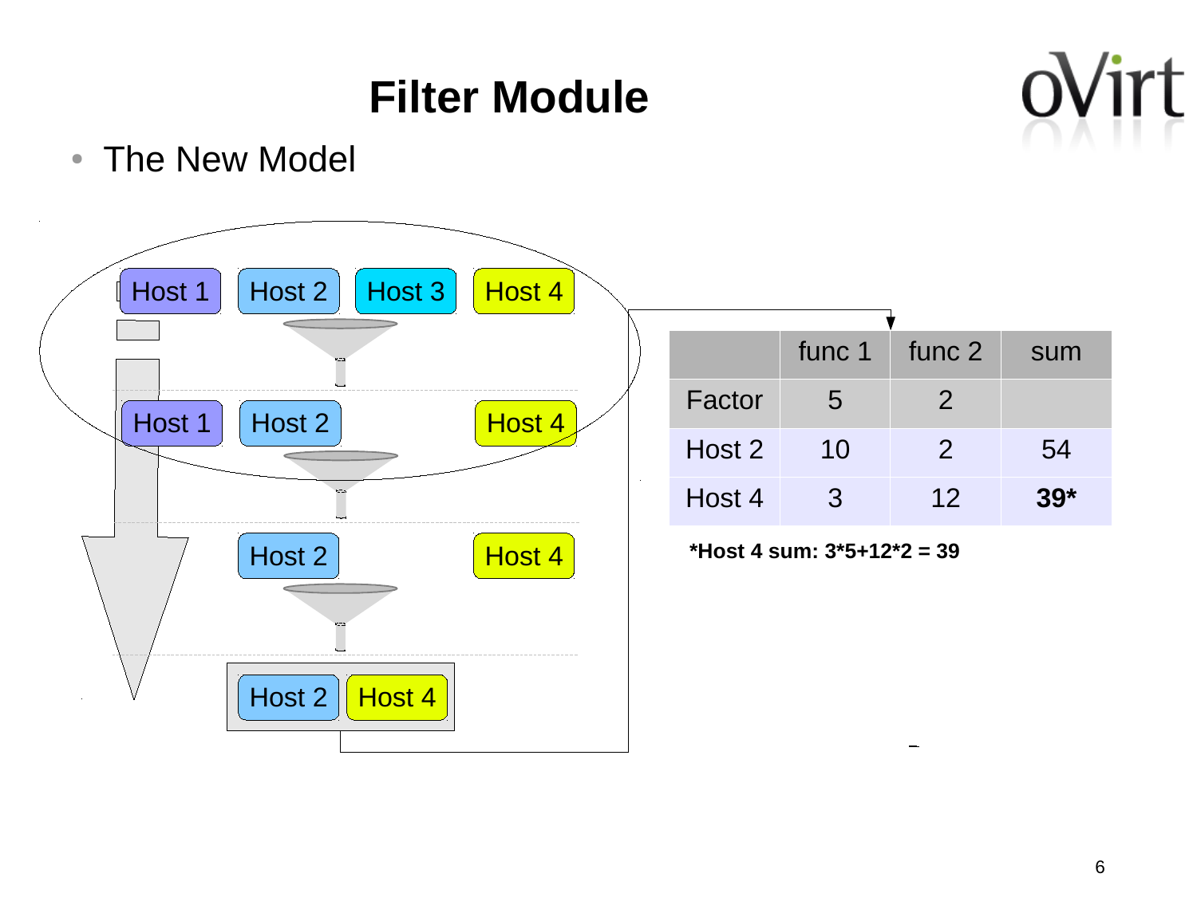# Filter Module

- The New Model

Host 1 | Host 2 | Host 3 | Host 4

Host 1 | Host 2 | Host 4

Host 2 | Host 4

Host 2 | Host 4

| | func 1 | func 2 | sum |
|---|---|---|---|
| Factor | 5 | 2 | |
| Host 2 | 10 | 2 | 54 |
| Host 4 | 3 | 12 | **39*** |

***Host 4 sum: 3*5+12*2 = 39**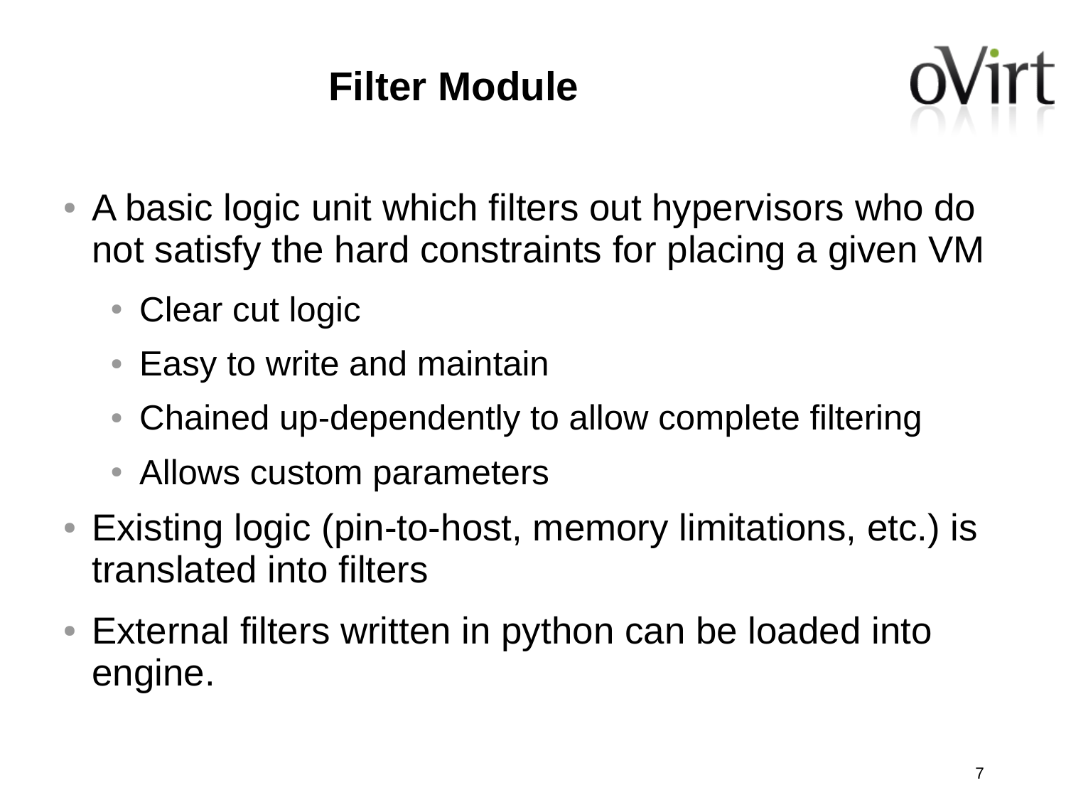# Filter Module

- A basic logic unit which filters out hypervisors who do not satisfy the hard constraints for placing a given VM
  - Clear cut logic
  - Easy to write and maintain
  - Chained up-dependently to allow complete filtering
  - Allows custom parameters
- Existing logic (pin-to-host, memory limitations, etc.) is translated into filters
- External filters written in python can be loaded into engine.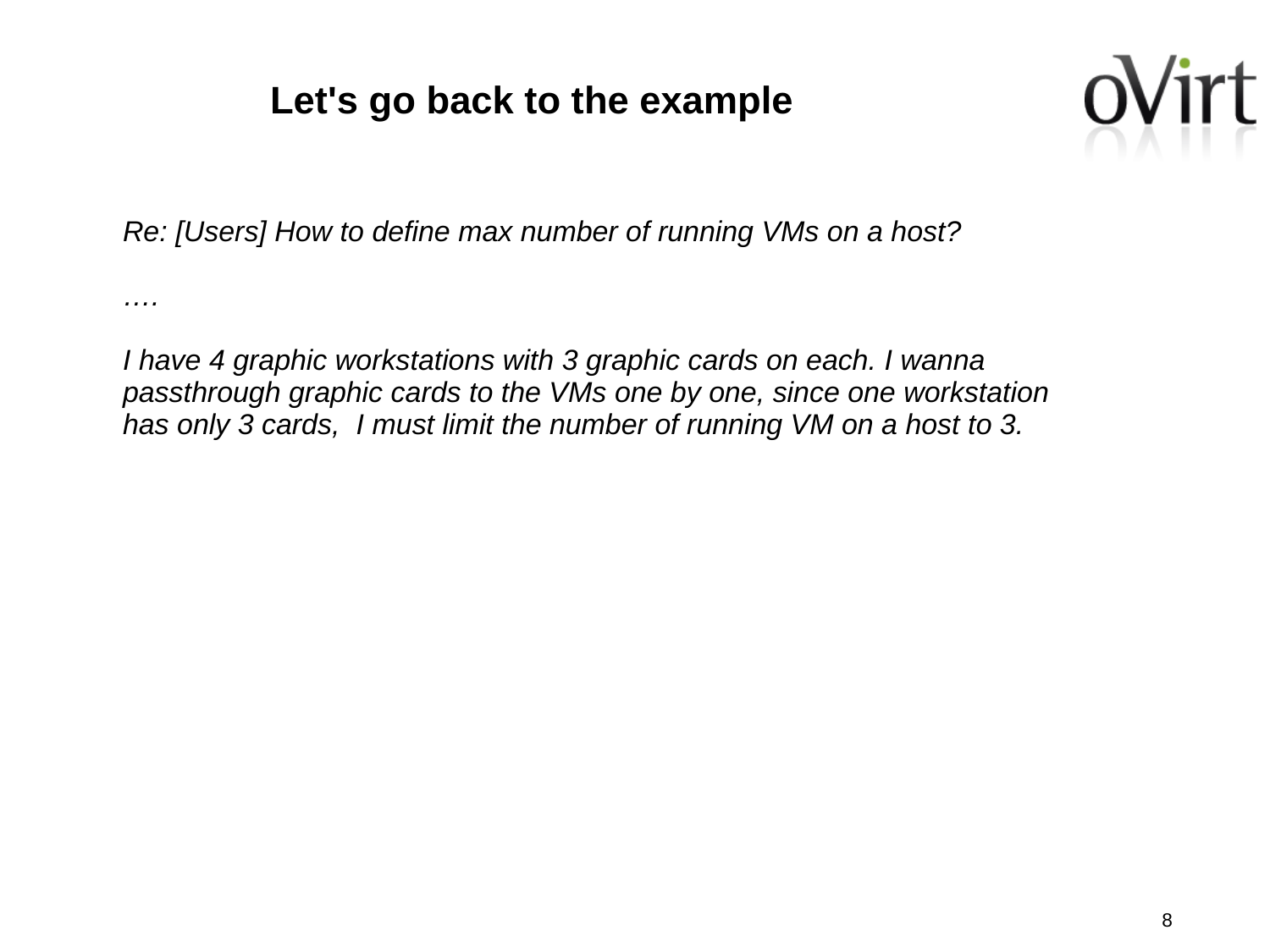# Let's go back to the example

*Re: [Users] How to define max number of running VMs on a host?*

*….*

*I have 4 graphic workstations with 3 graphic cards on each. I wanna passthrough graphic cards to the VMs one by one, since one workstation has only 3 cards, I must limit the number of running VM on a host to 3.*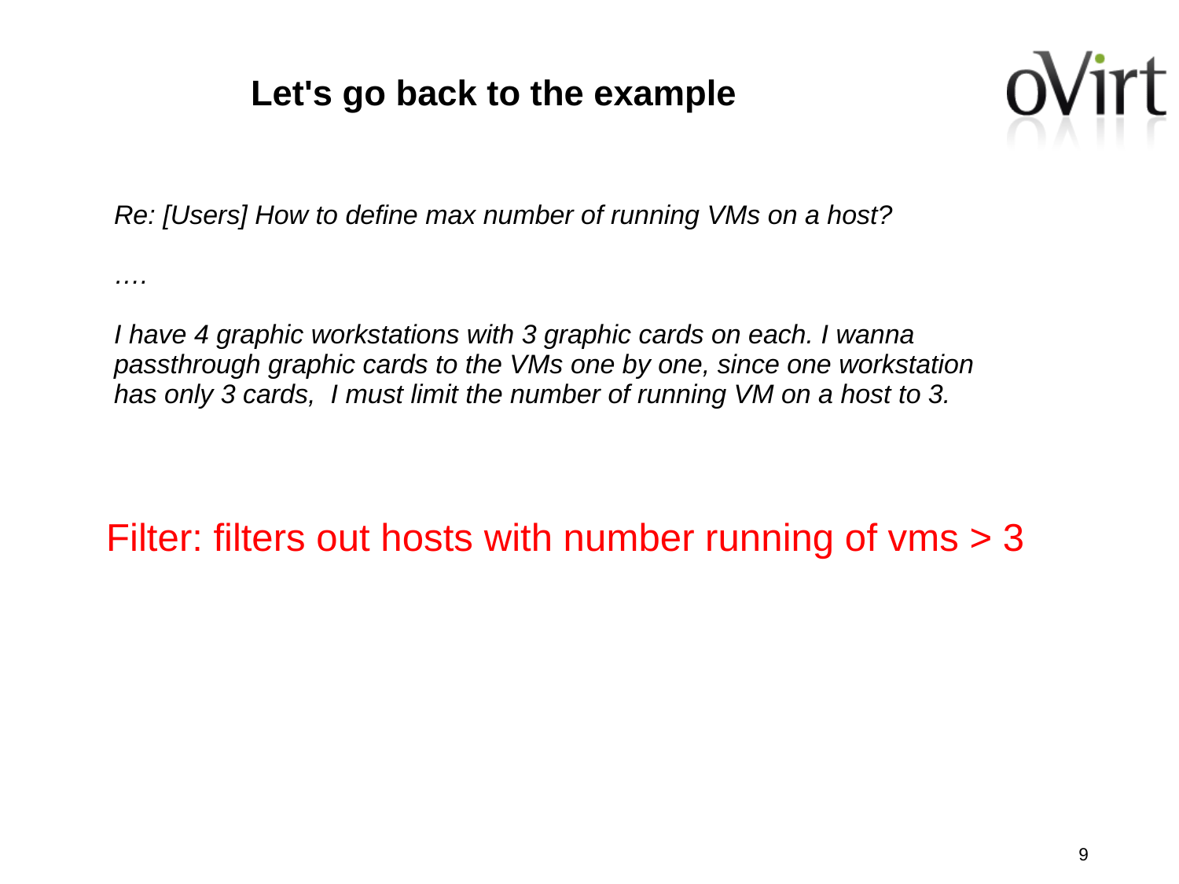# Let's go back to the example

*Re: [Users] How to define max number of running VMs on a host?*

*….*

*I have 4 graphic workstations with 3 graphic cards on each. I wanna passthrough graphic cards to the VMs one by one, since one workstation has only 3 cards,  I must limit the number of running VM on a host to 3.*

Filter: filters out hosts with number running of vms > 3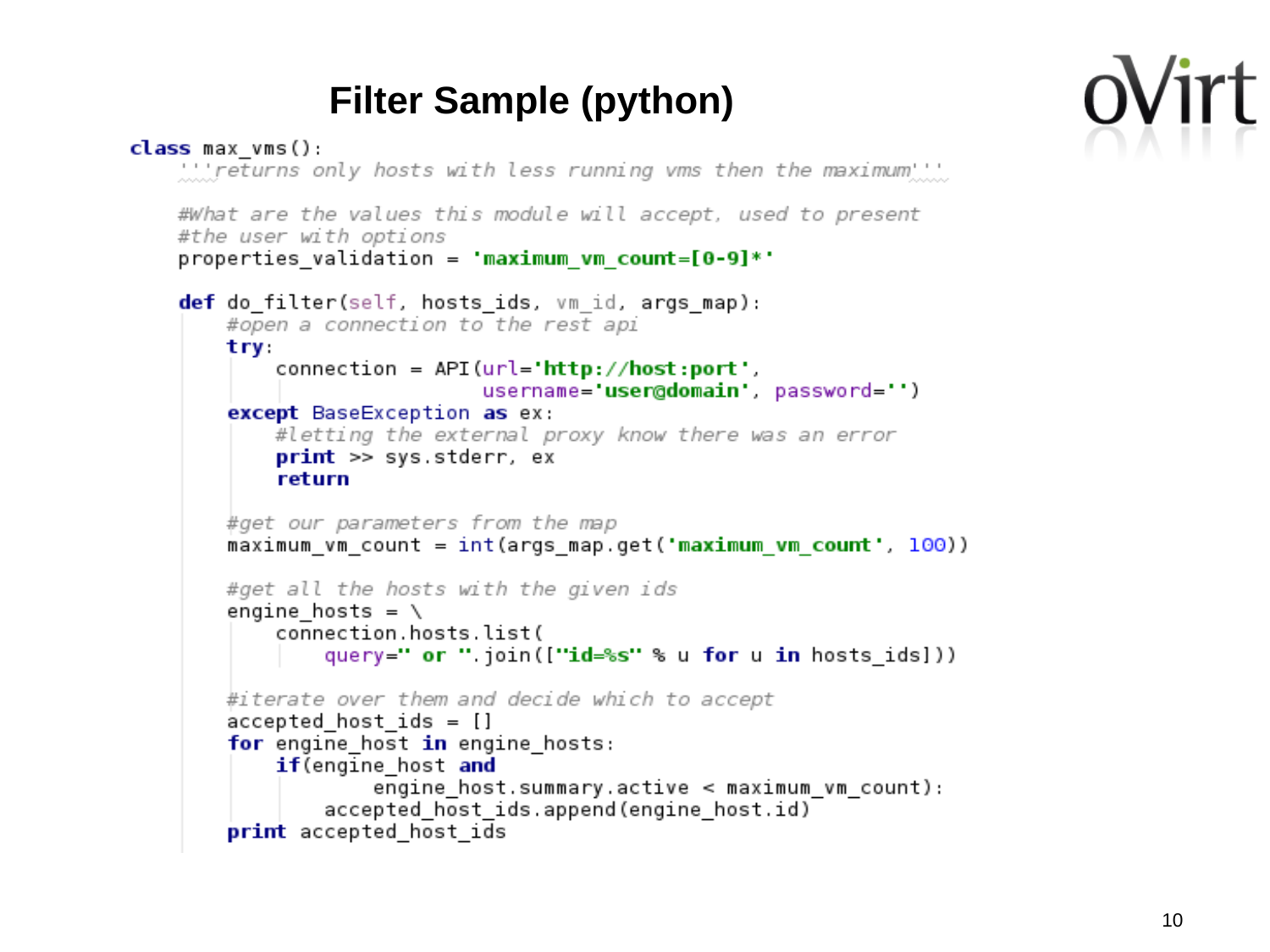# Filter Sample (python)

```python
class max_vms():
    '''returns only hosts with less running vms then the maximum'''

    #What are the values this module will accept, used to present
    #the user with options
    properties_validation = 'maximum_vm_count=[0-9]*'

    def do_filter(self, hosts_ids, vm_id, args_map):
        #open a connection to the rest api
        try:
            connection = API(url='http://host:port',
                             username='user@domain', password='')
        except BaseException as ex:
            #letting the external proxy know there was an error
            print >> sys.stderr, ex
            return

        #get our parameters from the map
        maximum_vm_count = int(args_map.get('maximum_vm_count', 100))

        #get all the hosts with the given ids
        engine_hosts = \
            connection.hosts.list(
                query=" or ".join(["id=%s" % u for u in hosts_ids]))

        #iterate over them and decide which to accept
        accepted_host_ids = []
        for engine_host in engine_hosts:
            if(engine_host and
                    engine_host.summary.active < maximum_vm_count):
                accepted_host_ids.append(engine_host.id)
        print accepted_host_ids
```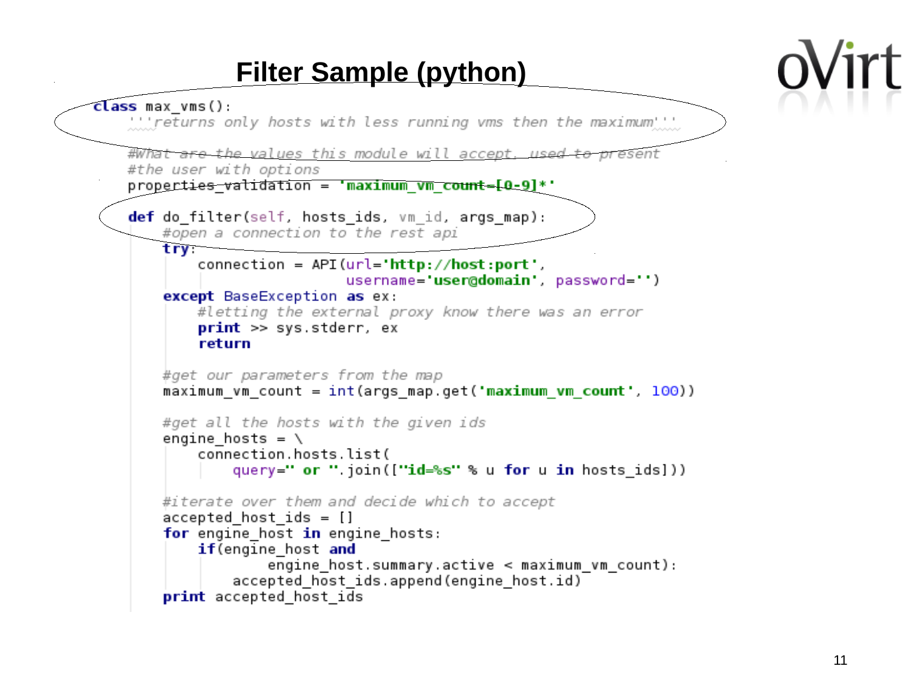# Filter Sample (python)

```python
class max_vms():
    '''returns only hosts with less running vms then the maximum'''

    #What are the values this module will accept, used to present
    #the user with options
    properties_validation = 'maximum_vm_count=[0-9]*'

    def do_filter(self, hosts_ids, vm_id, args_map):
        #open a connection to the rest api
        try:
            connection = API(url='http://host:port',
                             username='user@domain', password='')
        except BaseException as ex:
            #letting the external proxy know there was an error
            print >> sys.stderr, ex
            return

        #get our parameters from the map
        maximum_vm_count = int(args_map.get('maximum_vm_count', 100))

        #get all the hosts with the given ids
        engine_hosts = \
            connection.hosts.list(
                query=" or ".join(["id=%s" % u for u in hosts_ids]))

        #iterate over them and decide which to accept
        accepted_host_ids = []
        for engine_host in engine_hosts:
            if(engine_host and
                    engine_host.summary.active < maximum_vm_count):
                accepted_host_ids.append(engine_host.id)
        print accepted_host_ids
```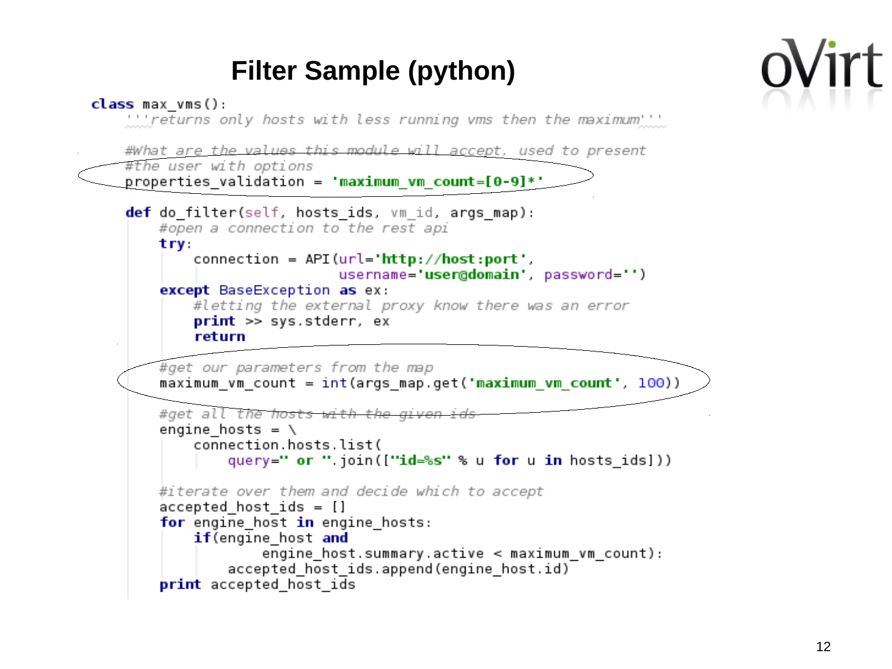# Filter Sample (python)

```python
class max_vms():
    '''returns only hosts with less running vms then the maximum'''

    #What are the values this module will accept, used to present
    #the user with options
    properties_validation = 'maximum_vm_count=[0-9]*'

    def do_filter(self, hosts_ids, vm_id, args_map):
        #open a connection to the rest api
        try:
            connection = API(url='http://host:port',
                             username='user@domain', password='')
        except BaseException as ex:
            #letting the external proxy know there was an error
            print >> sys.stderr, ex
            return

        #get our parameters from the map
        maximum_vm_count = int(args_map.get('maximum_vm_count', 100))

        #get all the hosts with the given ids
        engine_hosts = \
            connection.hosts.list(
                query=" or ".join(["id=%s" % u for u in hosts_ids]))

        #iterate over them and decide which to accept
        accepted_host_ids = []
        for engine_host in engine_hosts:
            if(engine_host and
                    engine_host.summary.active < maximum_vm_count):
                accepted_host_ids.append(engine_host.id)
        print accepted_host_ids
```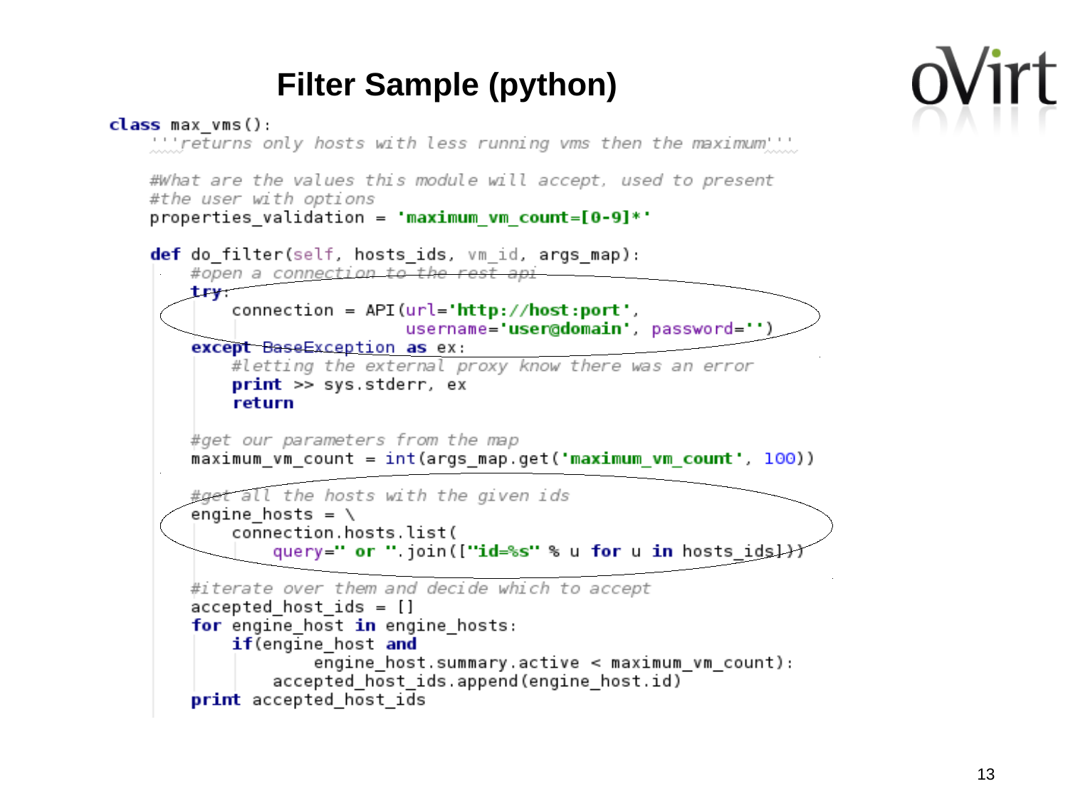# Filter Sample (python)

```python
class max_vms():
    '''returns only hosts with less running vms then the maximum'''

    #What are the values this module will accept, used to present
    #the user with options
    properties_validation = 'maximum_vm_count=[0-9]*'

    def do_filter(self, hosts_ids, vm_id, args_map):
        #open a connection to the rest api
        try:
            connection = API(url='http://host:port',
                             username='user@domain', password='')
        except BaseException as ex:
            #letting the external proxy know there was an error
            print >> sys.stderr, ex
            return

        #get our parameters from the map
        maximum_vm_count = int(args_map.get('maximum_vm_count', 100))

        #get all the hosts with the given ids
        engine_hosts = \
            connection.hosts.list(
                query=" or ".join(["id=%s" % u for u in hosts_ids]))

        #iterate over them and decide which to accept
        accepted_host_ids = []
        for engine_host in engine_hosts:
            if(engine_host and
                    engine_host.summary.active < maximum_vm_count):
                accepted_host_ids.append(engine_host.id)
        print accepted_host_ids
```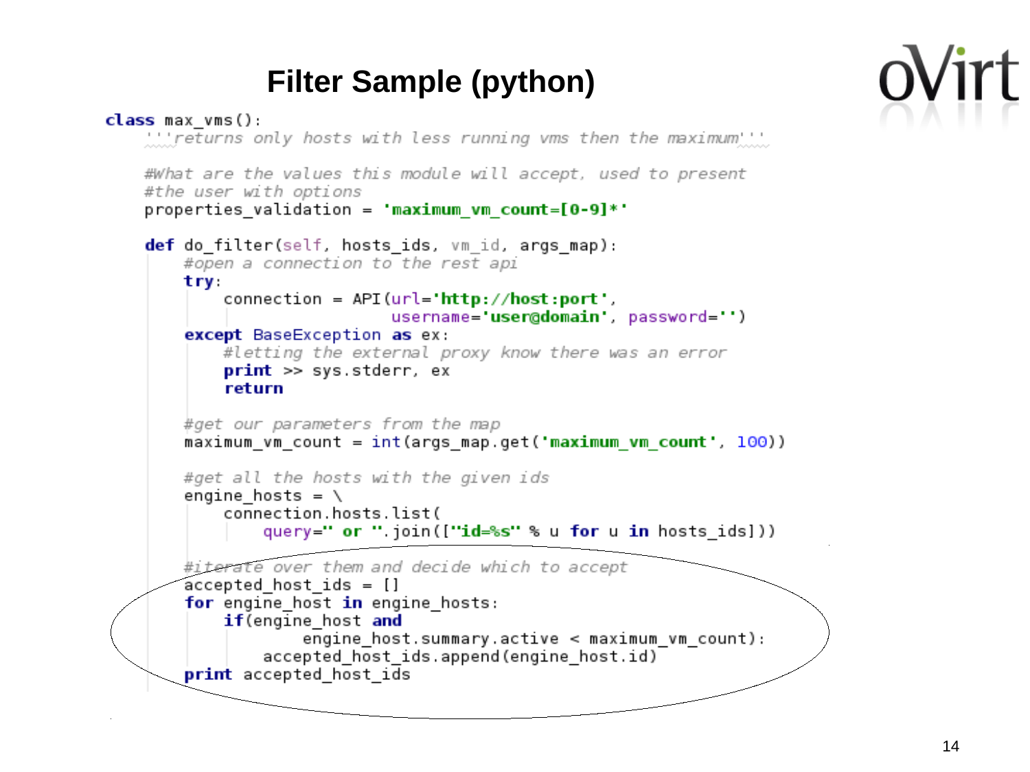# Filter Sample (python)

```python
class max_vms():
    '''returns only hosts with less running vms then the maximum'''

    #What are the values this module will accept, used to present
    #the user with options
    properties_validation = 'maximum_vm_count=[0-9]*'

    def do_filter(self, hosts_ids, vm_id, args_map):
        #open a connection to the rest api
        try:
            connection = API(url='http://host:port',
                             username='user@domain', password='')
        except BaseException as ex:
            #letting the external proxy know there was an error
            print >> sys.stderr, ex
            return

        #get our parameters from the map
        maximum_vm_count = int(args_map.get('maximum_vm_count', 100))

        #get all the hosts with the given ids
        engine_hosts = \
            connection.hosts.list(
                query=" or ".join(["id=%s" % u for u in hosts_ids]))

        #iterate over them and decide which to accept
        accepted_host_ids = []
        for engine_host in engine_hosts:
            if(engine_host and
                    engine_host.summary.active < maximum_vm_count):
                accepted_host_ids.append(engine_host.id)
        print accepted_host_ids
```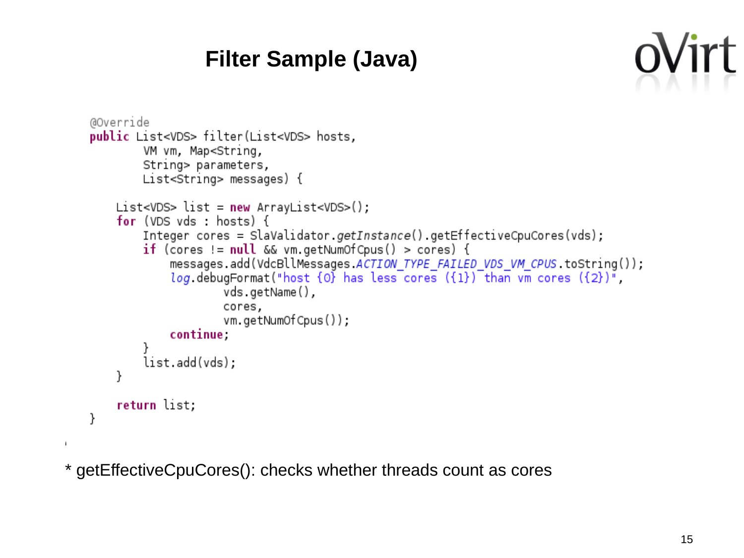# Filter Sample (Java)

```java
@Override
public List<VDS> filter(List<VDS> hosts,
        VM vm, Map<String,
        String> parameters,
        List<String> messages) {

    List<VDS> list = new ArrayList<VDS>();
    for (VDS vds : hosts) {
        Integer cores = SlaValidator.getInstance().getEffectiveCpuCores(vds);
        if (cores != null && vm.getNumOfCpus() > cores) {
            messages.add(VdcBllMessages.ACTION_TYPE_FAILED_VDS_VM_CPUS.toString());
            log.debugFormat("host {0} has less cores ({1}) than vm cores ({2})",
                    vds.getName(),
                    cores,
                    vm.getNumOfCpus());
            continue;
        }
        list.add(vds);
    }

    return list;
}
```

* getEffectiveCpuCores(): checks whether threads count as cores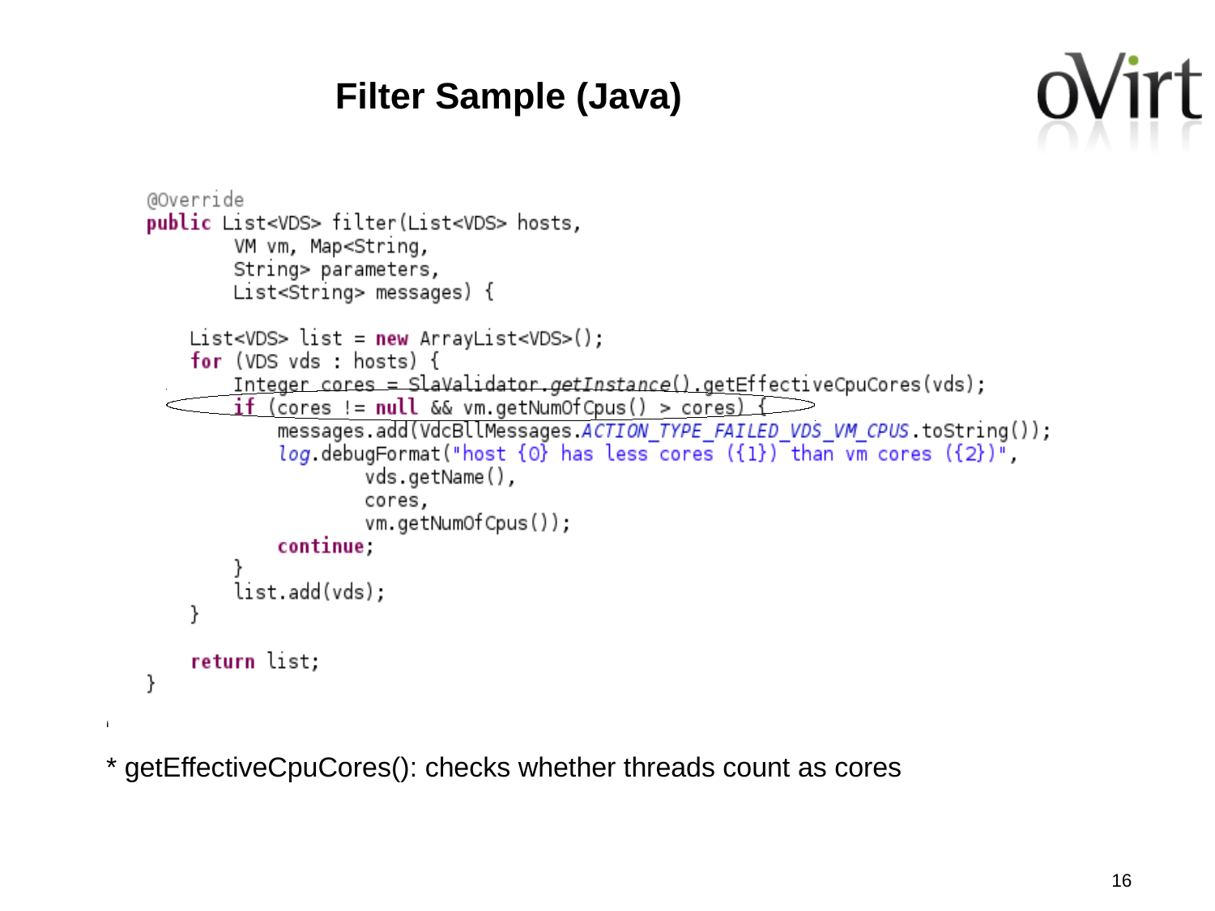# Filter Sample (Java)

```java
@Override
public List<VDS> filter(List<VDS> hosts,
        VM vm, Map<String,
        String> parameters,
        List<String> messages) {

    List<VDS> list = new ArrayList<VDS>();
    for (VDS vds : hosts) {
        Integer cores = SlaValidator.getInstance().getEffectiveCpuCores(vds);
        if (cores != null && vm.getNumOfCpus() > cores) {
            messages.add(VdcBllMessages.ACTION_TYPE_FAILED_VDS_VM_CPUS.toString());
            log.debugFormat("host {0} has less cores ({1}) than vm cores ({2})",
                    vds.getName(),
                    cores,
                    vm.getNumOfCpus());
            continue;
        }
        list.add(vds);
    }

    return list;
}
```

* getEffectiveCpuCores(): checks whether threads count as cores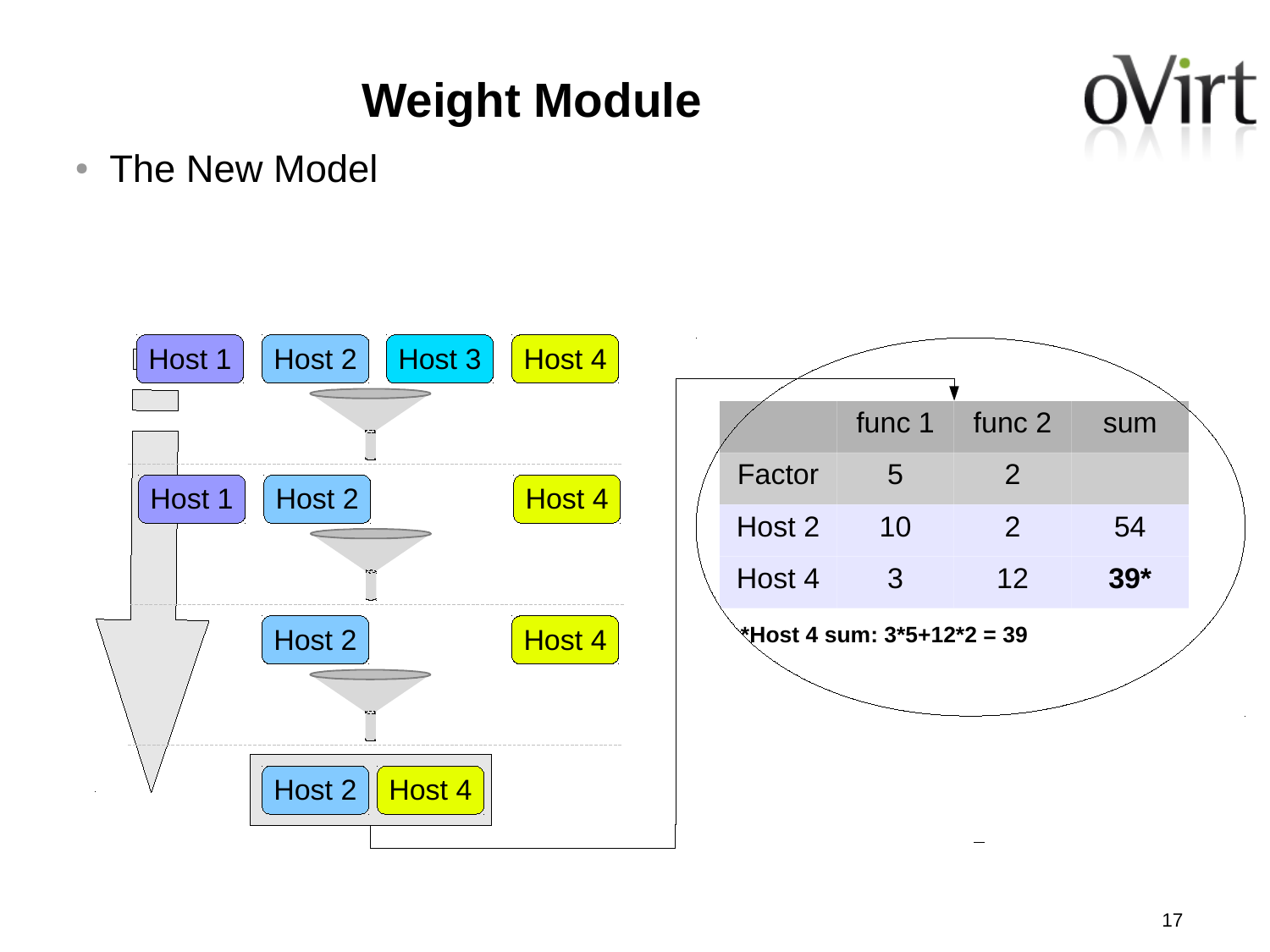# Weight Module

- The New Model

Host 1 | Host 2 | Host 3 | Host 4

Host 1 | Host 2 | Host 4

Host 2 | Host 4

Host 2 | Host 4

| | func 1 | func 2 | sum |
|---|---|---|---|
| Factor | 5 | 2 | |
| Host 2 | 10 | 2 | 54 |
| Host 4 | 3 | 12 | **39*** |

***Host 4 sum: 3*5+12*2 = 39**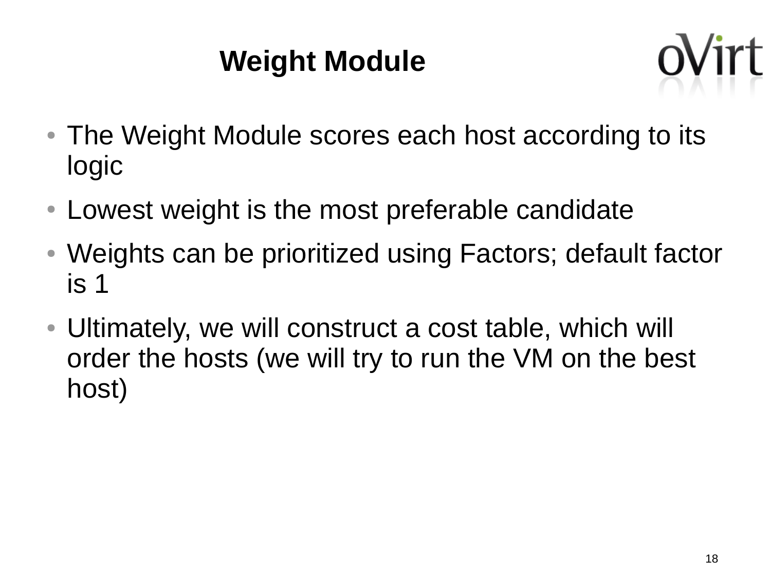# Weight Module

- The Weight Module scores each host according to its logic
- Lowest weight is the most preferable candidate
- Weights can be prioritized using Factors; default factor is 1
- Ultimately, we will construct a cost table, which will order the hosts (we will try to run the VM on the best host)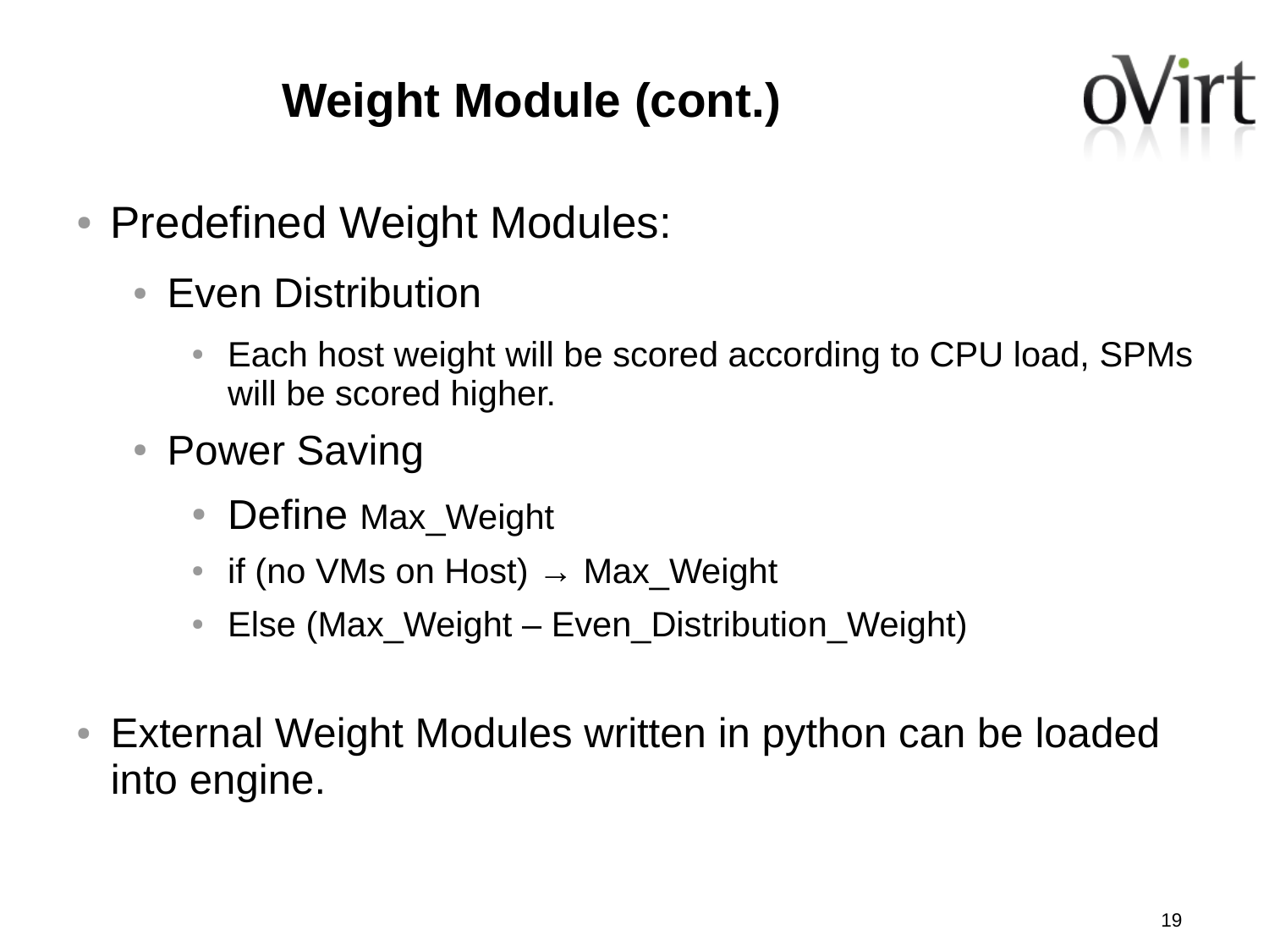# Weight Module (cont.)

- Predefined Weight Modules:
  - Even Distribution
    - Each host weight will be scored according to CPU load, SPMs will be scored higher.
  - Power Saving
    - Define Max_Weight
    - if (no VMs on Host) → Max_Weight
    - Else (Max_Weight – Even_Distribution_Weight)
- External Weight Modules written in python can be loaded into engine.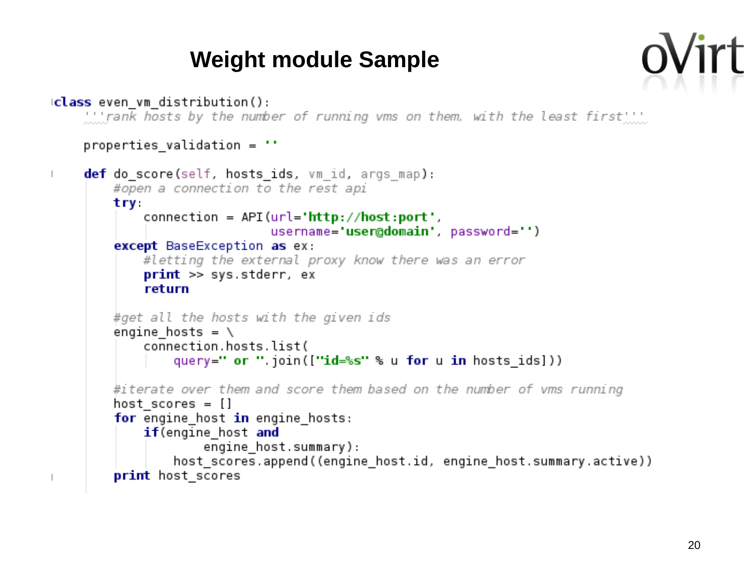# Weight module Sample

```python
class even_vm_distribution():
    '''rank hosts by the number of running vms on them, with the least first'''

    properties_validation = ''

    def do_score(self, hosts_ids, vm_id, args_map):
        #open a connection to the rest api
        try:
            connection = API(url='http://host:port',
                             username='user@domain', password='')
        except BaseException as ex:
            #letting the external proxy know there was an error
            print >> sys.stderr, ex
            return

        #get all the hosts with the given ids
        engine_hosts = \
            connection.hosts.list(
                query=" or ".join(["id=%s" % u for u in hosts_ids]))

        #iterate over them and score them based on the number of vms running
        host_scores = []
        for engine_host in engine_hosts:
            if(engine_host and
                    engine_host.summary):
                host_scores.append((engine_host.id, engine_host.summary.active))
        print host_scores
```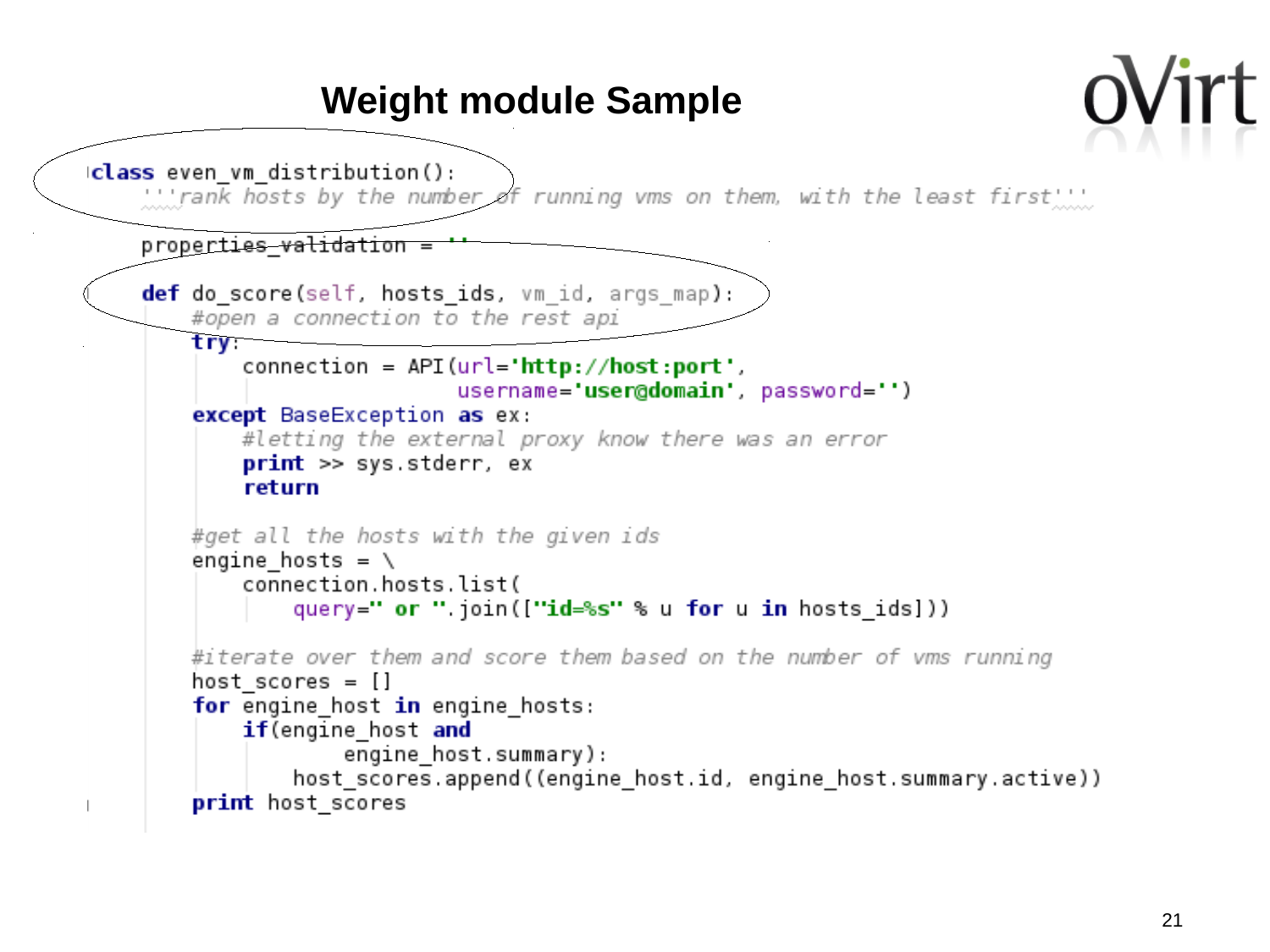# Weight module Sample

```python
class even_vm_distribution():
    '''rank hosts by the number of running vms on them, with the least first'''

    properties_validation = ''

    def do_score(self, hosts_ids, vm_id, args_map):
        #open a connection to the rest api
        try:
            connection = API(url='http://host:port',
                             username='user@domain', password='')
        except BaseException as ex:
            #letting the external proxy know there was an error
            print >> sys.stderr, ex
            return

        #get all the hosts with the given ids
        engine_hosts = \
            connection.hosts.list(
                query=" or ".join(["id=%s" % u for u in hosts_ids]))

        #iterate over them and score them based on the number of vms running
        host_scores = []
        for engine_host in engine_hosts:
            if(engine_host and
                    engine_host.summary):
                host_scores.append((engine_host.id, engine_host.summary.active))
        print host_scores
```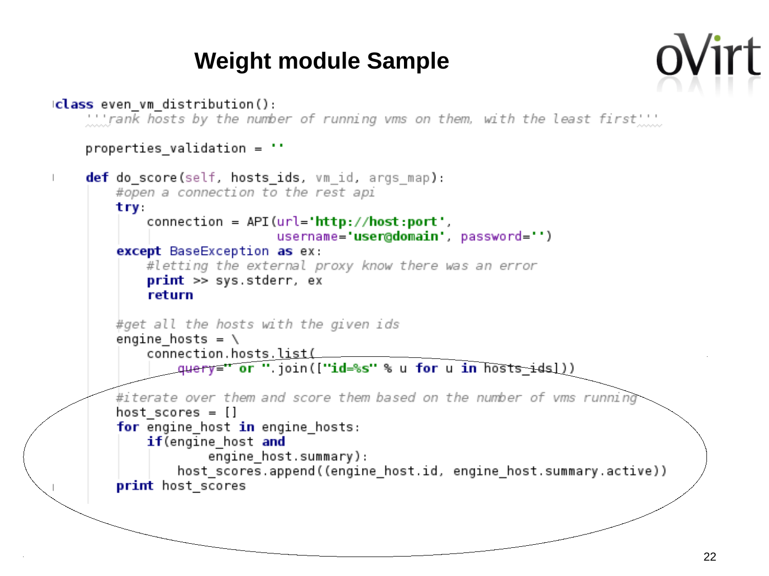# Weight module Sample

```
class even_vm_distribution():
    '''rank hosts by the number of running vms on them, with the least first'''

    properties_validation = ''

    def do_score(self, hosts_ids, vm_id, args_map):
        #open a connection to the rest api
        try:
            connection = API(url='http://host:port',
                             username='user@domain', password='')
        except BaseException as ex:
            #letting the external proxy know there was an error
            print >> sys.stderr, ex
            return

        #get all the hosts with the given ids
        engine_hosts = \
            connection.hosts.list(
                query=" or ".join(["id=%s" % u for u in hosts_ids]))

        #iterate over them and score them based on the number of vms running
        host_scores = []
        for engine_host in engine_hosts:
            if(engine_host and
                    engine_host.summary):
                host_scores.append((engine_host.id, engine_host.summary.active))
        print host_scores
```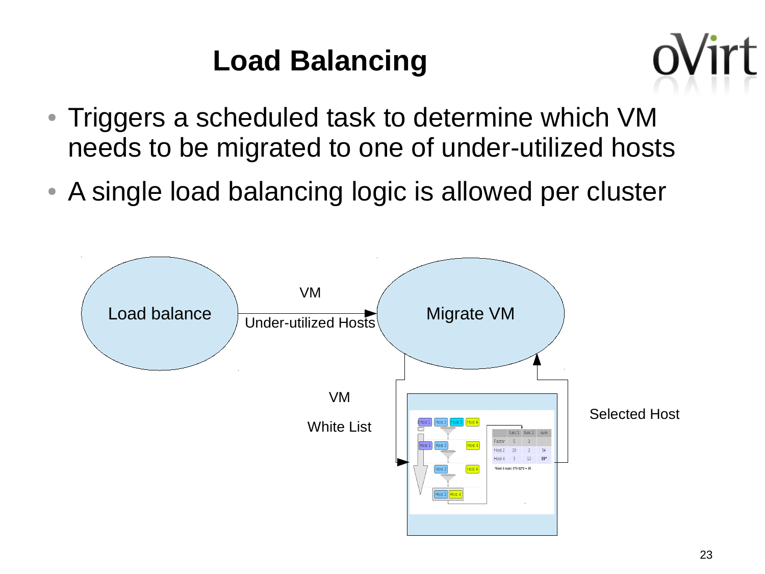# Load Balancing

- Triggers a scheduled task to determine which VM needs to be migrated to one of under-utilized hosts
- A single load balancing logic is allowed per cluster

Load balance → (VM, Under-utilized Hosts) → Migrate VM

Migrate VM → (VM, White List) → scheduling → (Selected Host) → Migrate VM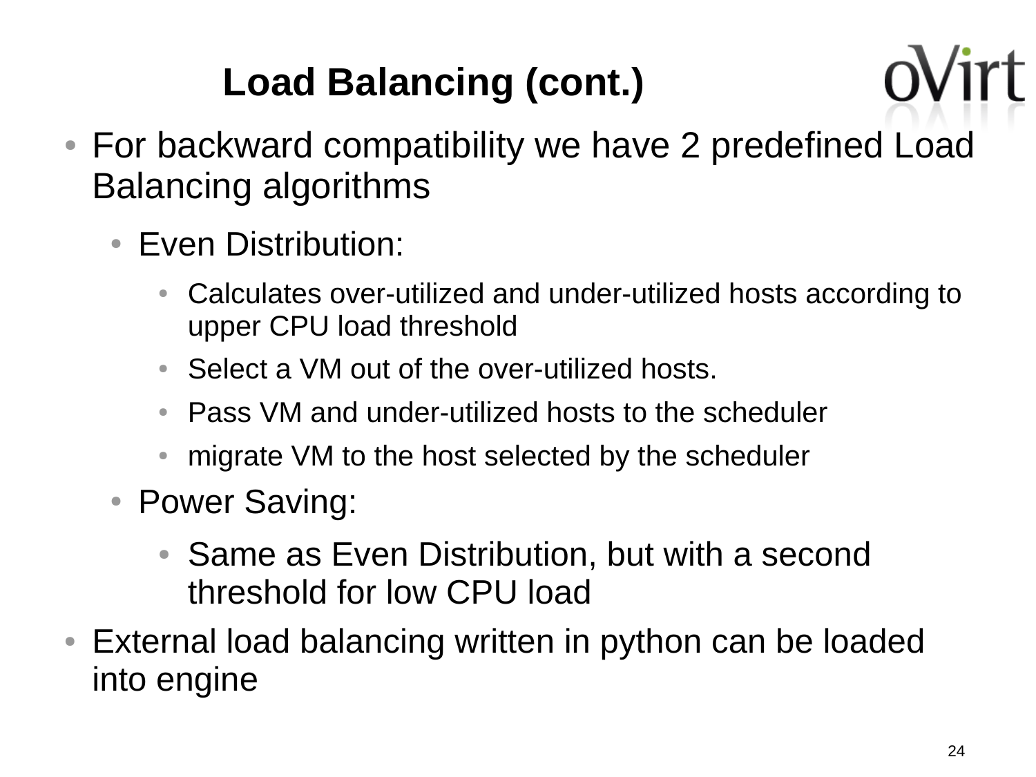# Load Balancing (cont.)

- For backward compatibility we have 2 predefined Load Balancing algorithms
  - Even Distribution:
    - Calculates over-utilized and under-utilized hosts according to upper CPU load threshold
    - Select a VM out of the over-utilized hosts.
    - Pass VM and under-utilized hosts to the scheduler
    - migrate VM to the host selected by the scheduler
  - Power Saving:
    - Same as Even Distribution, but with a second threshold for low CPU load
- External load balancing written in python can be loaded into engine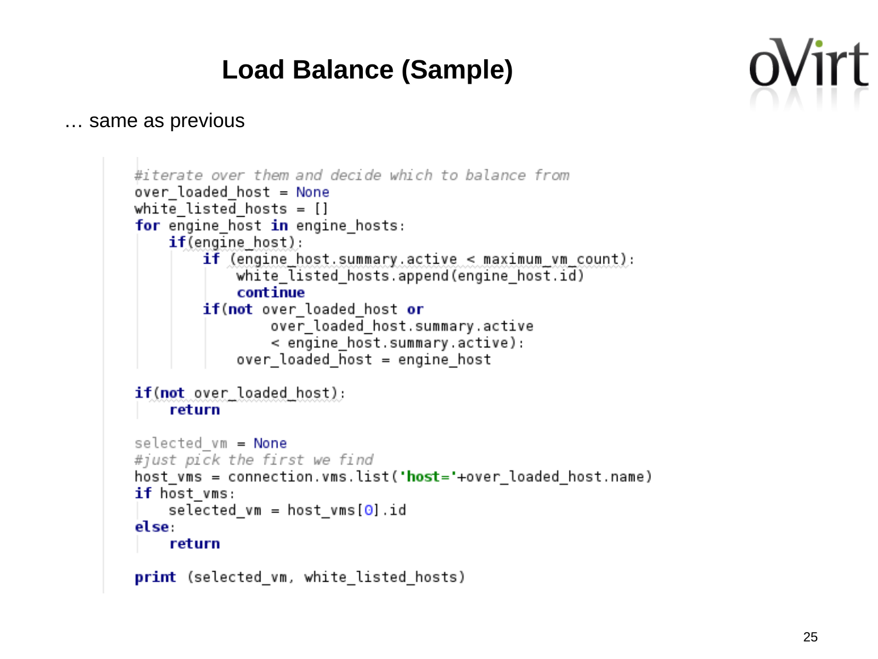# Load Balance (Sample)

… same as previous

```
#iterate over them and decide which to balance from
over_loaded_host = None
white_listed_hosts = []
for engine_host in engine_hosts:
    if(engine_host):
        if (engine_host.summary.active < maximum_vm_count):
            white_listed_hosts.append(engine_host.id)
            continue
        if(not over_loaded_host or
                over_loaded_host.summary.active
                < engine_host.summary.active):
            over_loaded_host = engine_host

if(not over_loaded_host):
    return

selected_vm = None
#just pick the first we find
host_vms = connection.vms.list('host='+over_loaded_host.name)
if host_vms:
    selected_vm = host_vms[0].id
else:
    return

print (selected_vm, white_listed_hosts)
```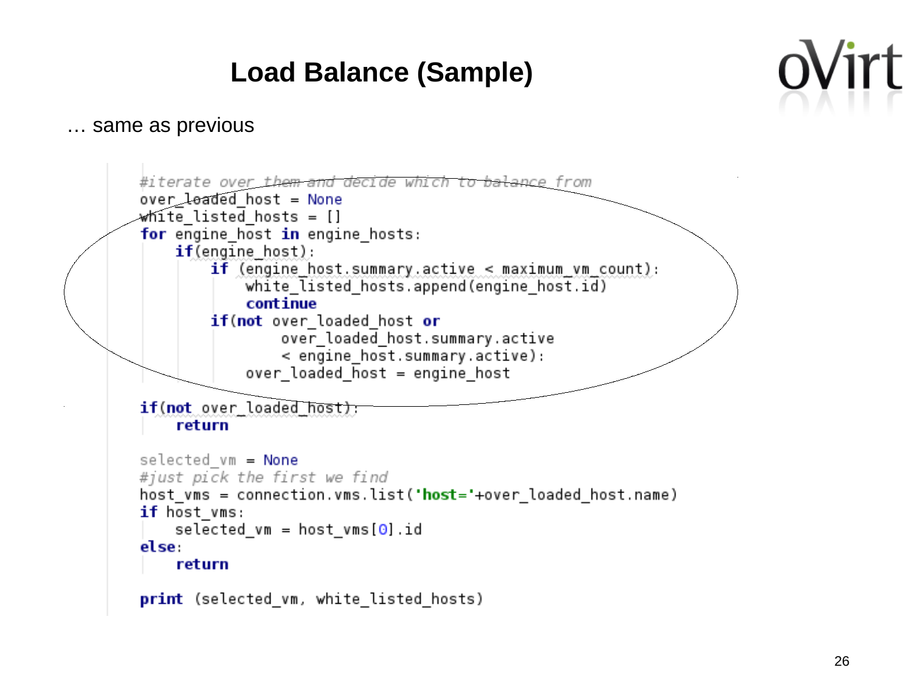# Load Balance (Sample)

… same as previous

```python
#iterate over them and decide which to balance from
over_loaded_host = None
white_listed_hosts = []
for engine_host in engine_hosts:
    if(engine_host):
        if (engine_host.summary.active < maximum_vm_count):
            white_listed_hosts.append(engine_host.id)
            continue
        if(not over_loaded_host or
                over_loaded_host.summary.active
                < engine_host.summary.active):
            over_loaded_host = engine_host

if(not over_loaded_host):
    return

selected_vm = None
#just pick the first we find
host_vms = connection.vms.list('host='+over_loaded_host.name)
if host_vms:
    selected_vm = host_vms[0].id
else:
    return

print (selected_vm, white_listed_hosts)
```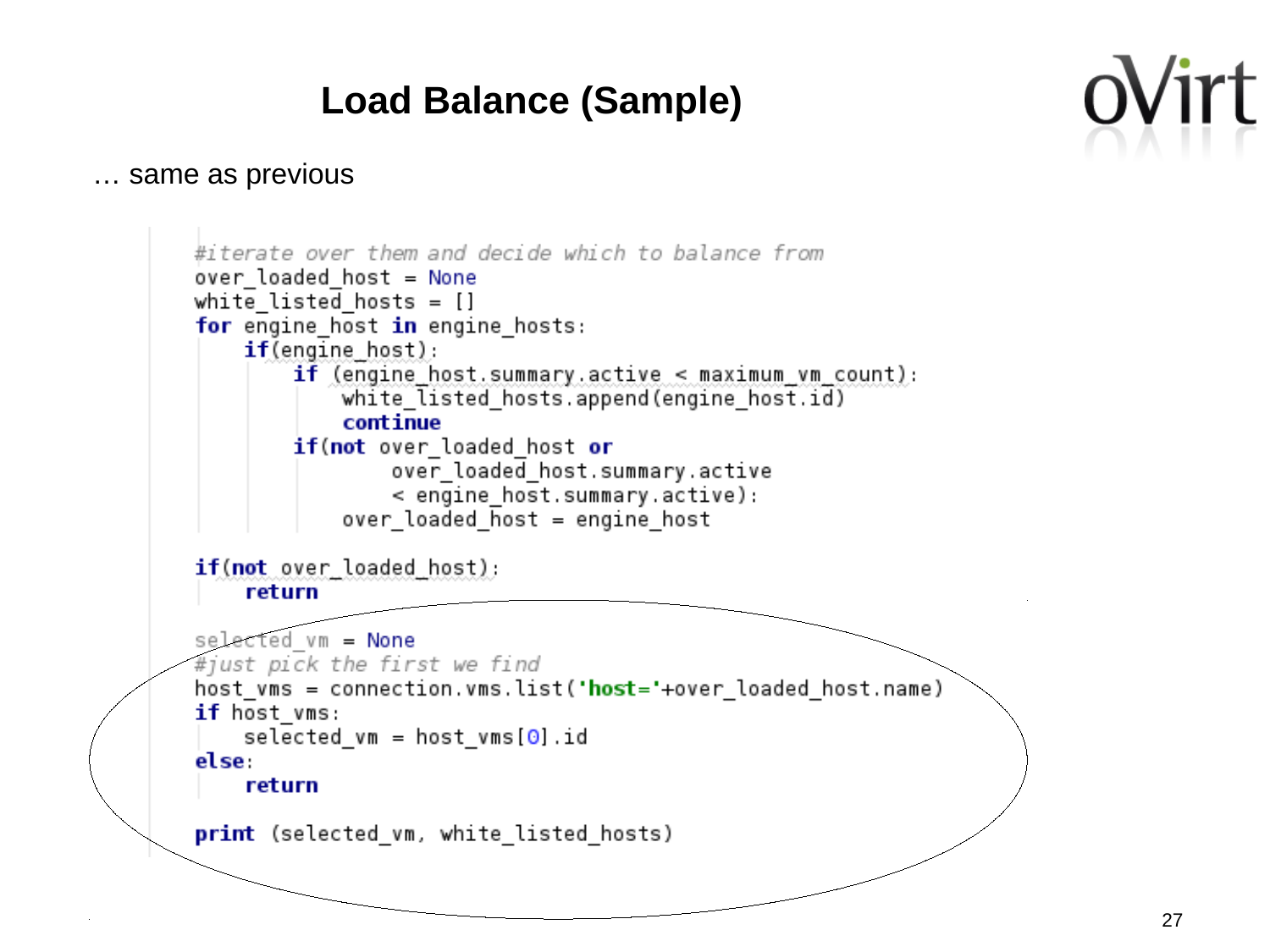# Load Balance (Sample)

… same as previous

```python
#iterate over them and decide which to balance from
over_loaded_host = None
white_listed_hosts = []
for engine_host in engine_hosts:
    if(engine_host):
        if (engine_host.summary.active < maximum_vm_count):
            white_listed_hosts.append(engine_host.id)
            continue
        if(not over_loaded_host or
                over_loaded_host.summary.active
                < engine_host.summary.active):
            over_loaded_host = engine_host

if(not over_loaded_host):
    return

selected_vm = None
#just pick the first we find
host_vms = connection.vms.list('host='+over_loaded_host.name)
if host_vms:
    selected_vm = host_vms[0].id
else:
    return

print (selected_vm, white_listed_hosts)
```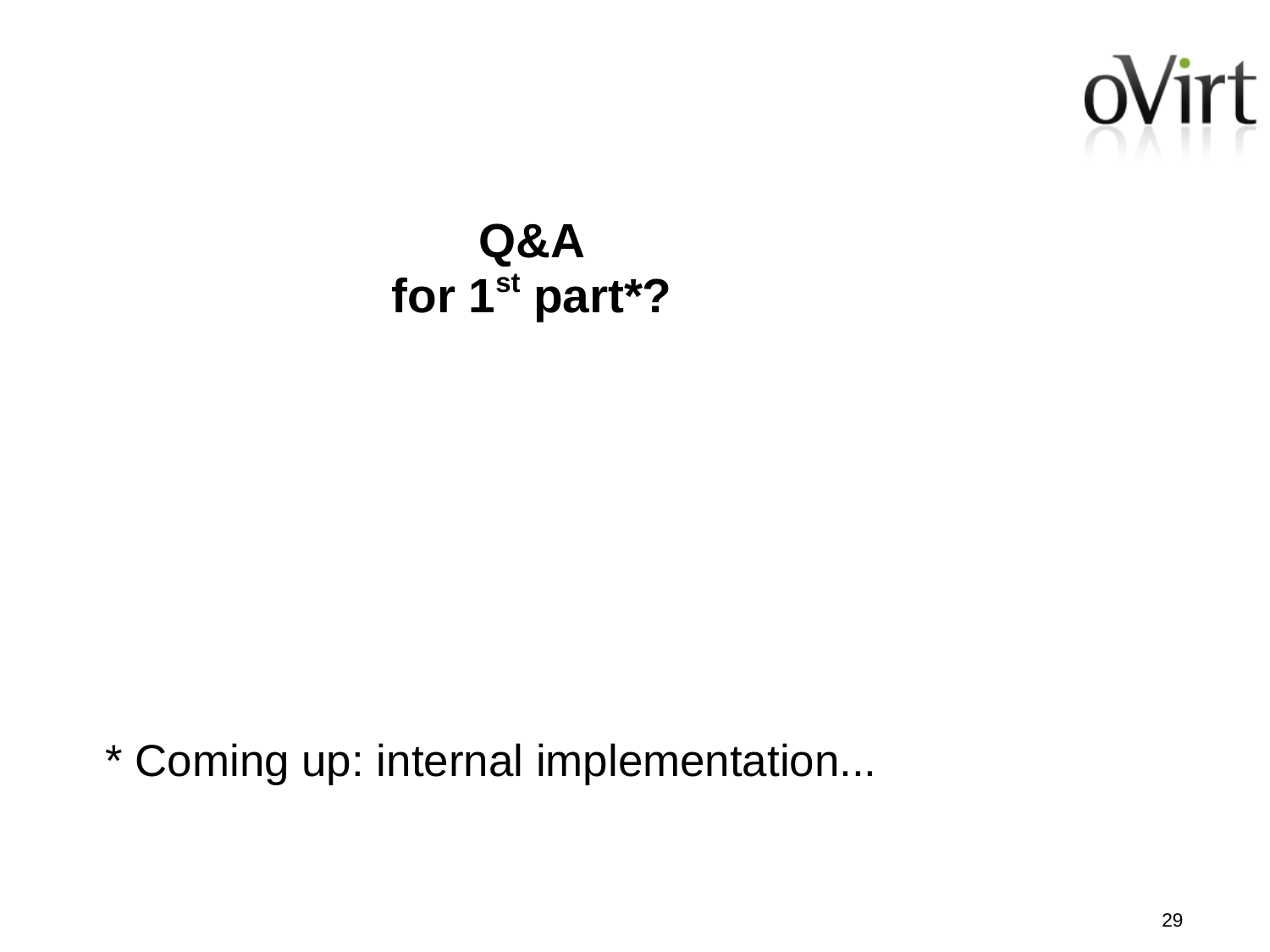# Q&A
# for 1st part*?

* Coming up: internal implementation...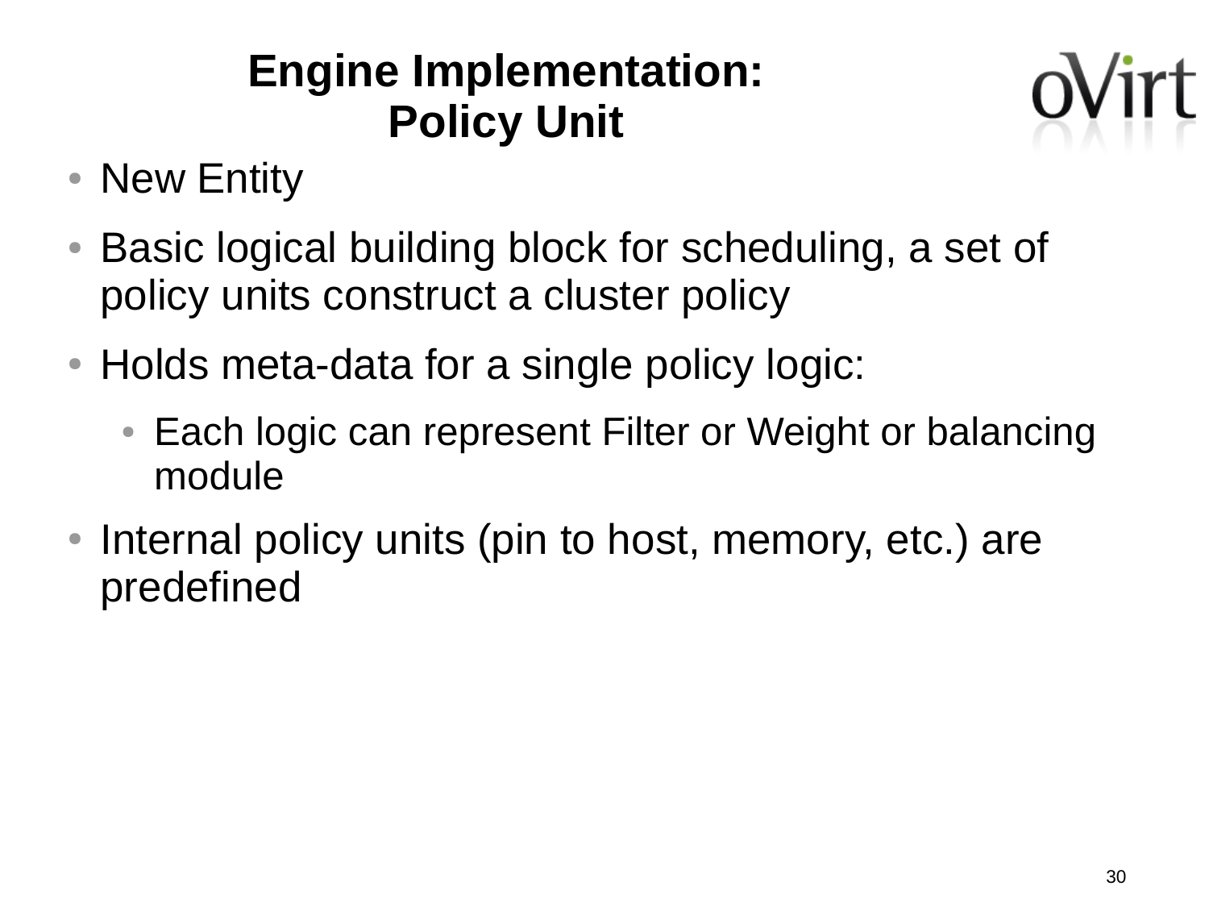# Engine Implementation: Policy Unit

- New Entity
- Basic logical building block for scheduling, a set of policy units construct a cluster policy
- Holds meta-data for a single policy logic:
  - Each logic can represent Filter or Weight or balancing module
- Internal policy units (pin to host, memory, etc.) are predefined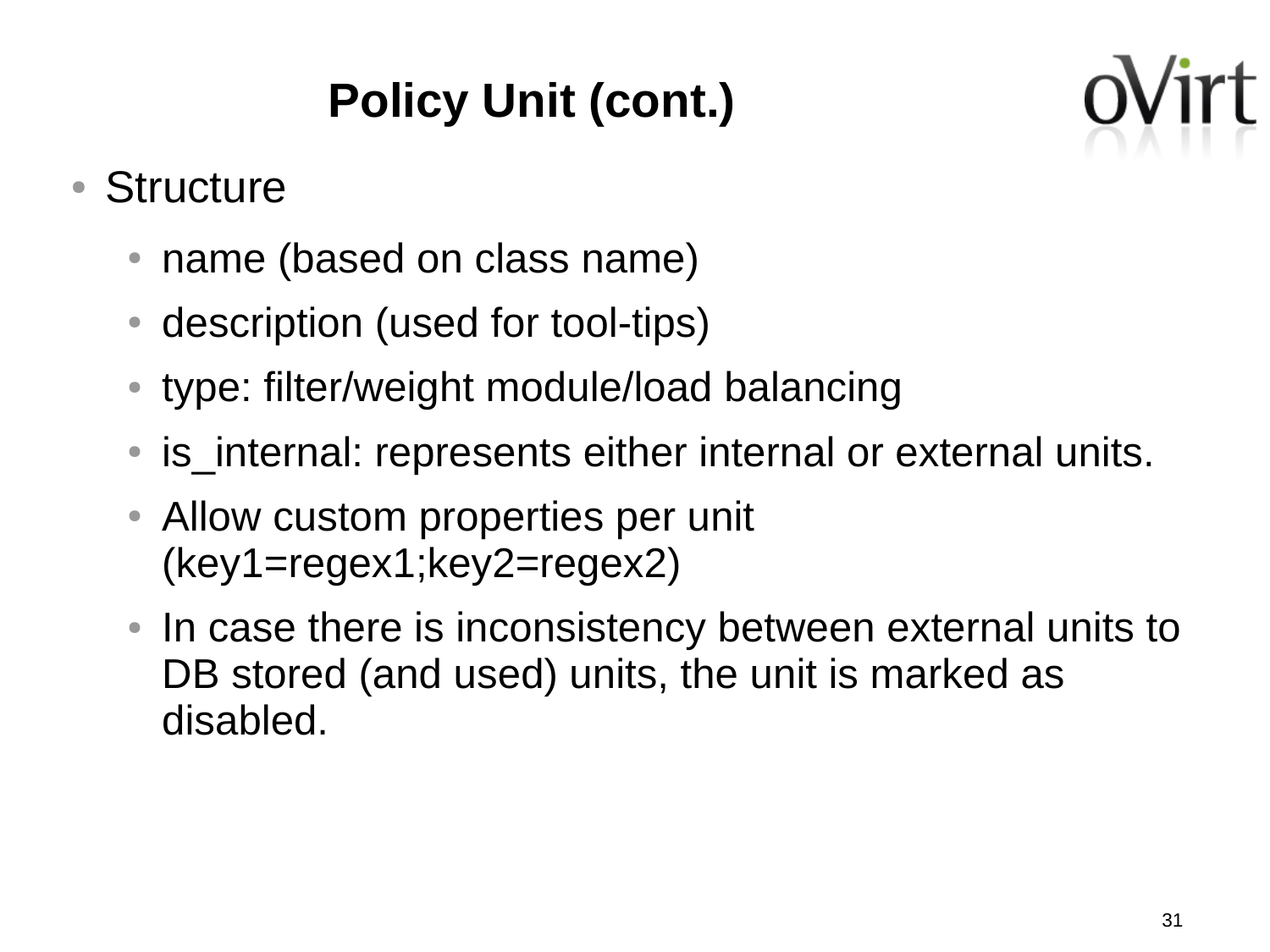# Policy Unit (cont.)

- Structure
  - name (based on class name)
  - description (used for tool-tips)
  - type: filter/weight module/load balancing
  - is_internal: represents either internal or external units.
  - Allow custom properties per unit (key1=regex1;key2=regex2)
  - In case there is inconsistency between external units to DB stored (and used) units, the unit is marked as disabled.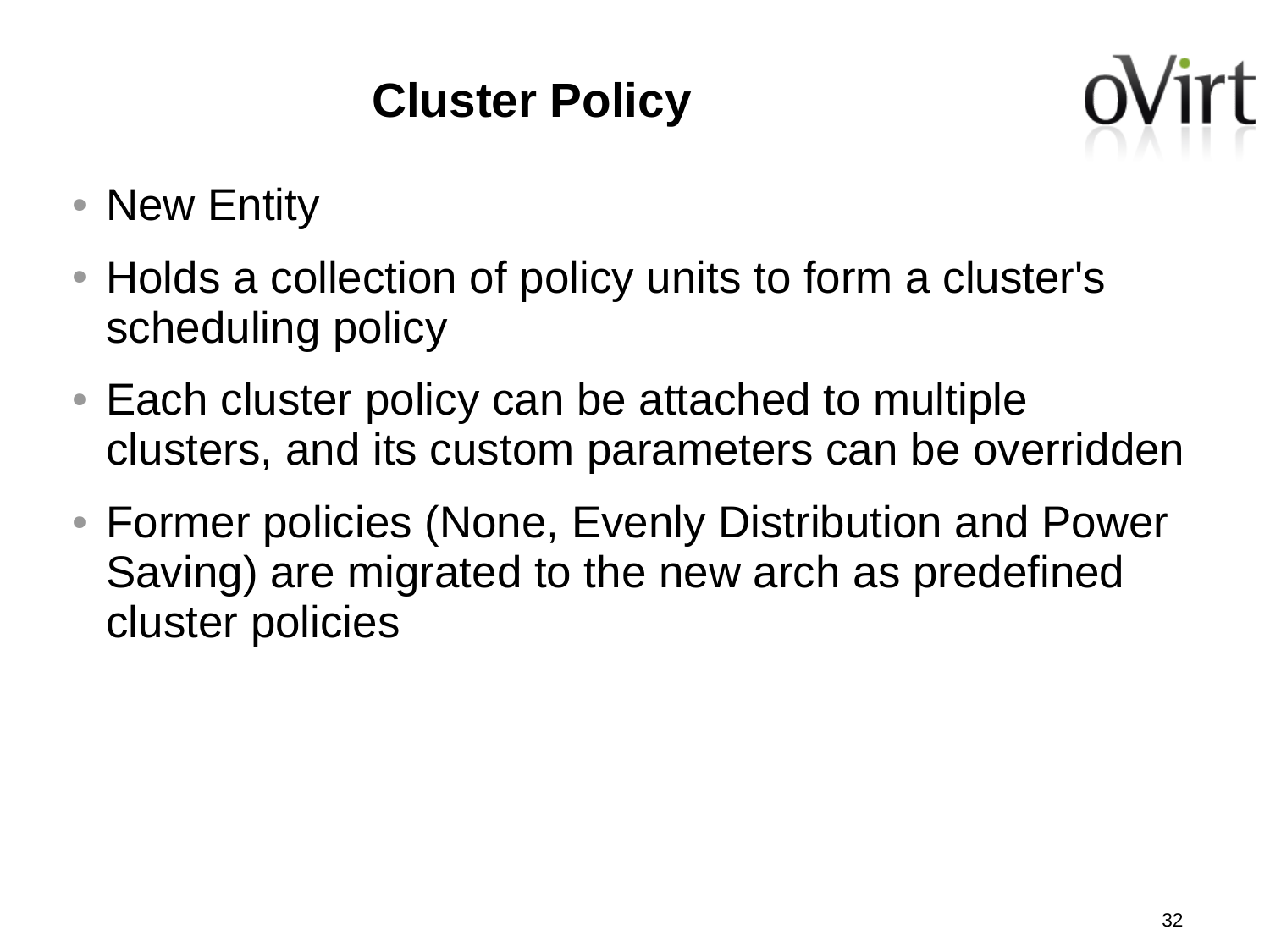# Cluster Policy

- New Entity
- Holds a collection of policy units to form a cluster's scheduling policy
- Each cluster policy can be attached to multiple clusters, and its custom parameters can be overridden
- Former policies (None, Evenly Distribution and Power Saving) are migrated to the new arch as predefined cluster policies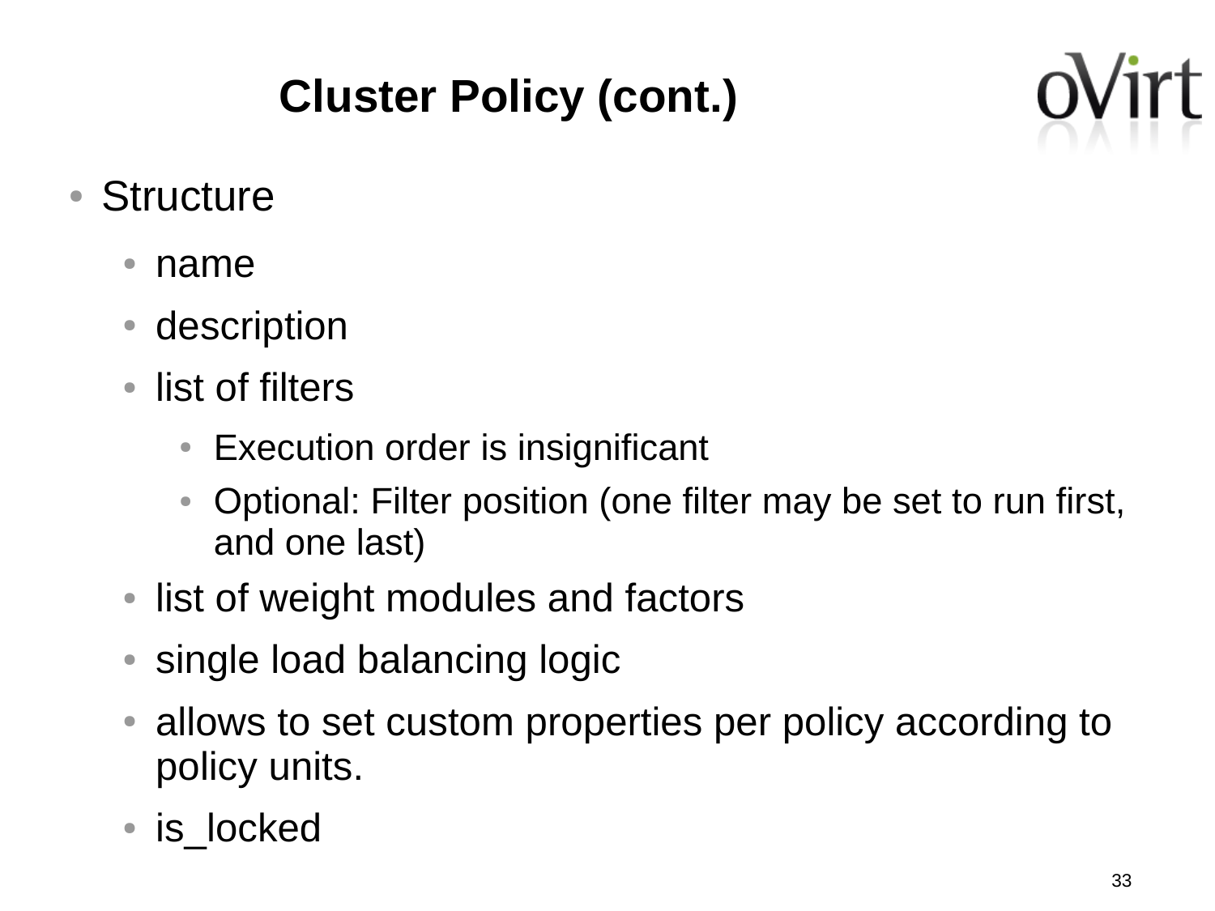# Cluster Policy (cont.)

- Structure
  - name
  - description
  - list of filters
    - Execution order is insignificant
    - Optional: Filter position (one filter may be set to run first, and one last)
  - list of weight modules and factors
  - single load balancing logic
  - allows to set custom properties per policy according to policy units.
  - is_locked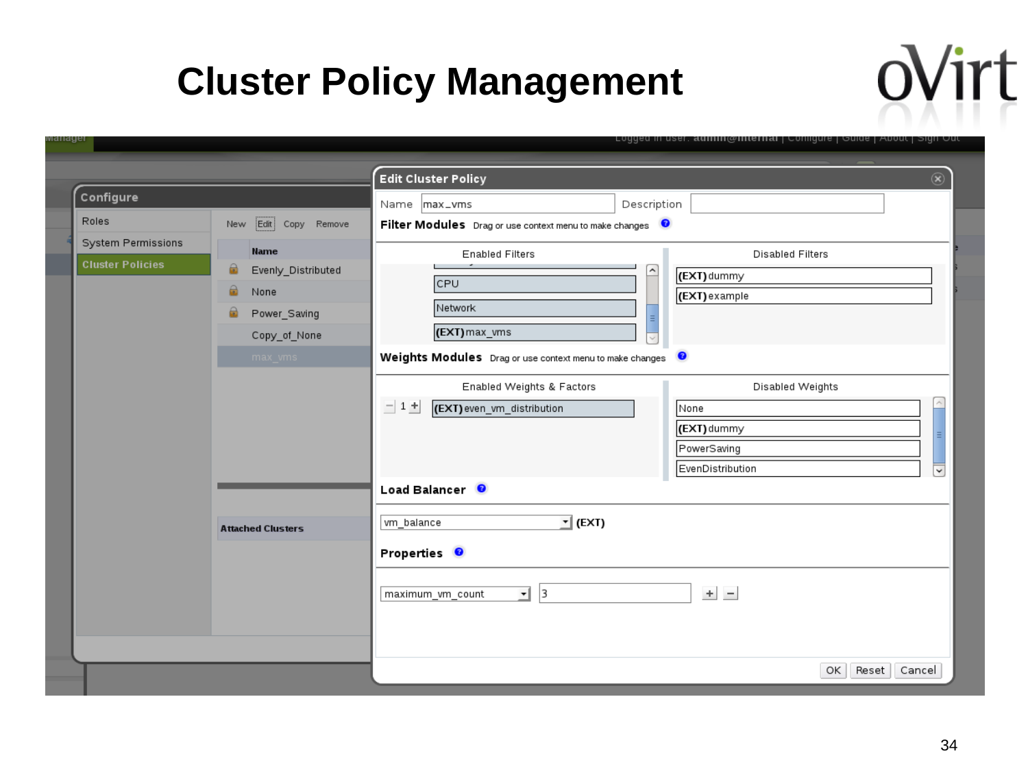# Cluster Policy Management

Configure

- Roles
- System Permissions
- Cluster Policies

New | Edit | Copy | Remove

| Name |
| --- |
| Evenly_Distributed |
| None |
| Power_Saving |
| Copy_of_None |
| max_vms |

Attached Clusters

**Edit Cluster Policy**

Name: max_vms    Description:

**Filter Modules** Drag or use context menu to make changes

| Enabled Filters | Disabled Filters |
| --- | --- |
| CPU | (EXT) dummy |
| Network | (EXT) example |
| (EXT) max_vms | |

**Weights Modules** Drag or use context menu to make changes

| Enabled Weights & Factors | Disabled Weights |
| --- | --- |
| 1 (EXT) even_vm_distribution | None |
| | (EXT) dummy |
| | PowerSaving |
| | EvenDistribution |

**Load Balancer**

vm_balance (EXT)

**Properties**

maximum_vm_count: 3

OK | Reset | Cancel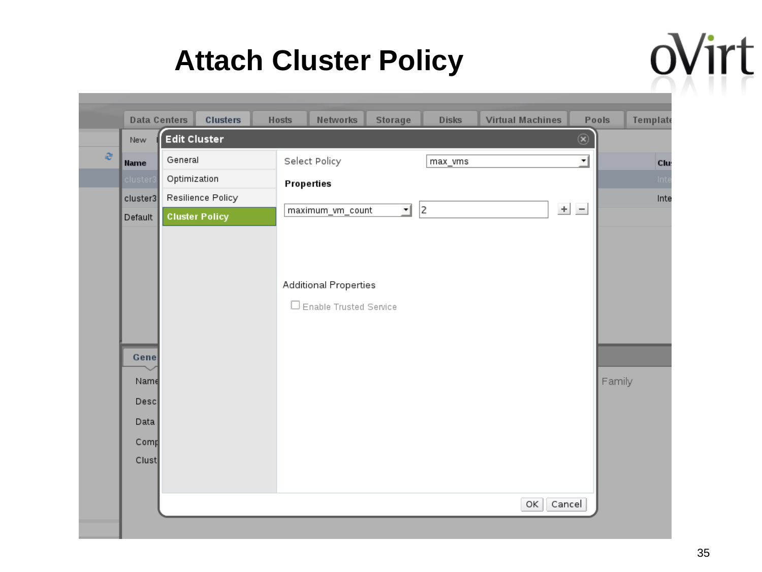# Attach Cluster Policy

Data Centers | Clusters | Hosts | Networks | Storage | Disks | Virtual Machines | Pools | Template

**Edit Cluster**

- General
- Optimization
- Resilience Policy
- **Cluster Policy**

Select Policy: max_vms

**Properties**

maximum_vm_count: 2

Additional Properties

☐ Enable Trusted Service

OK | Cancel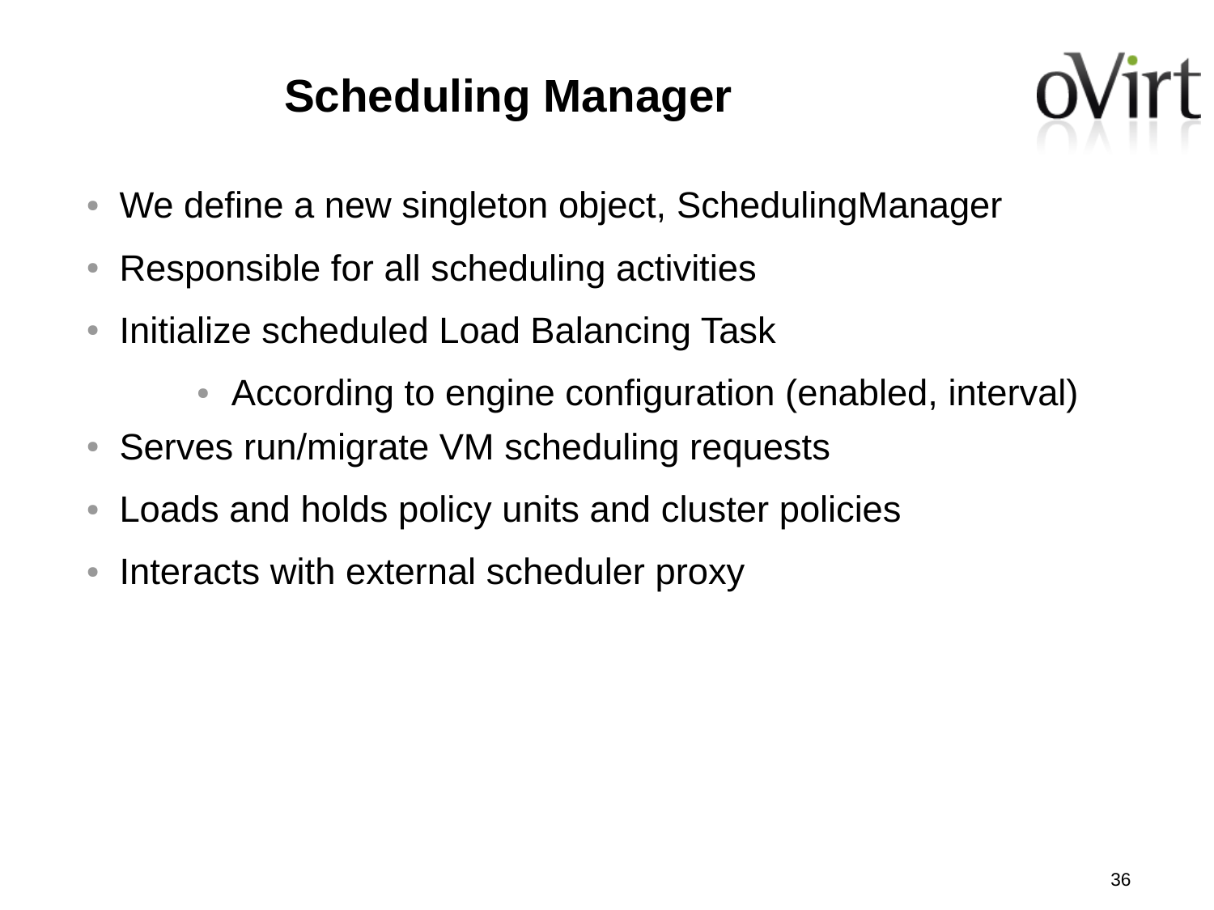# Scheduling Manager

- We define a new singleton object, SchedulingManager
- Responsible for all scheduling activities
- Initialize scheduled Load Balancing Task
  - According to engine configuration (enabled, interval)
- Serves run/migrate VM scheduling requests
- Loads and holds policy units and cluster policies
- Interacts with external scheduler proxy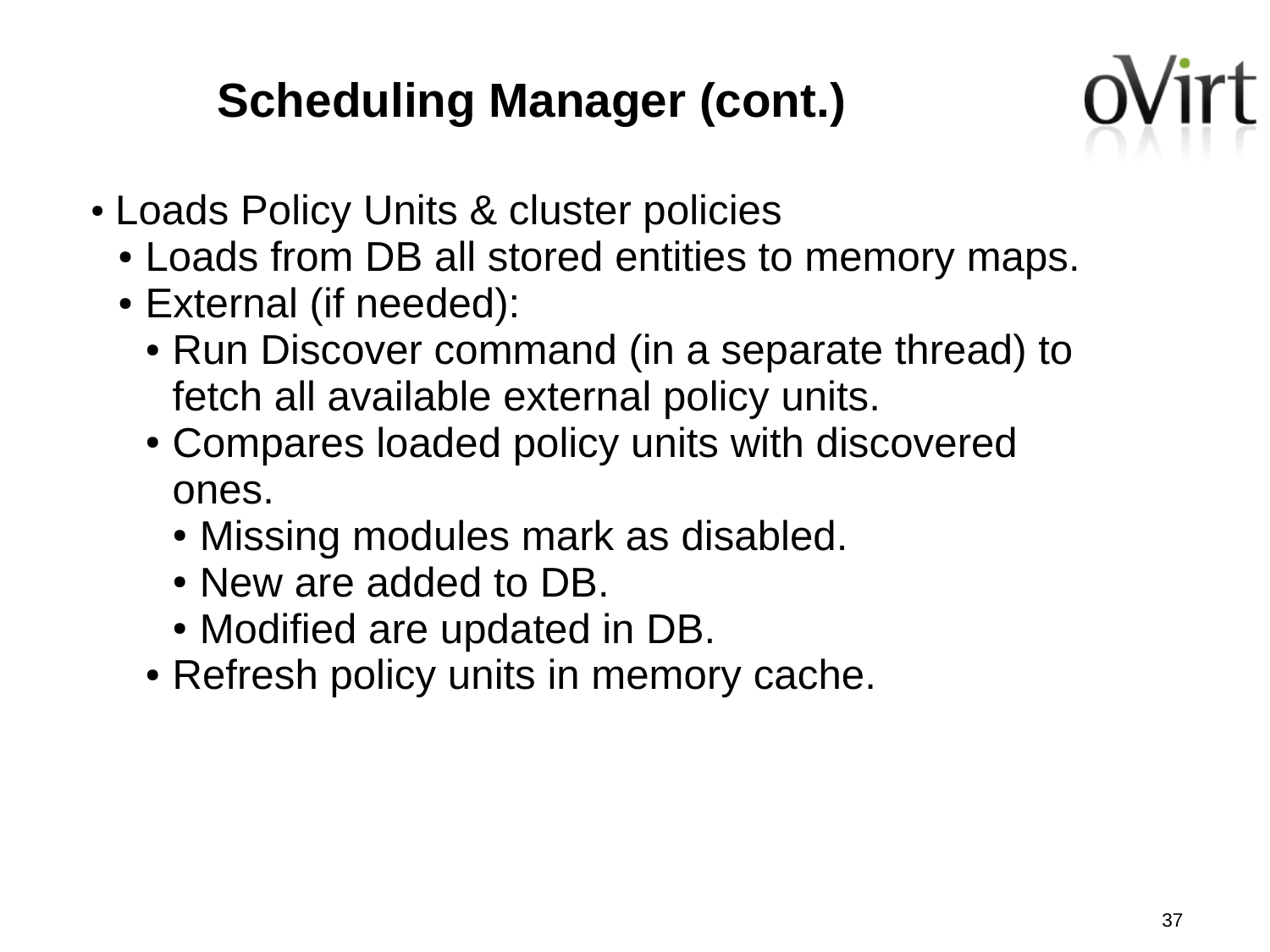# Scheduling Manager (cont.)

- Loads Policy Units & cluster policies
  - Loads from DB all stored entities to memory maps.
  - External (if needed):
    - Run Discover command (in a separate thread) to fetch all available external policy units.
    - Compares loaded policy units with discovered ones.
      - Missing modules mark as disabled.
      - New are added to DB.
      - Modified are updated in DB.
    - Refresh policy units in memory cache.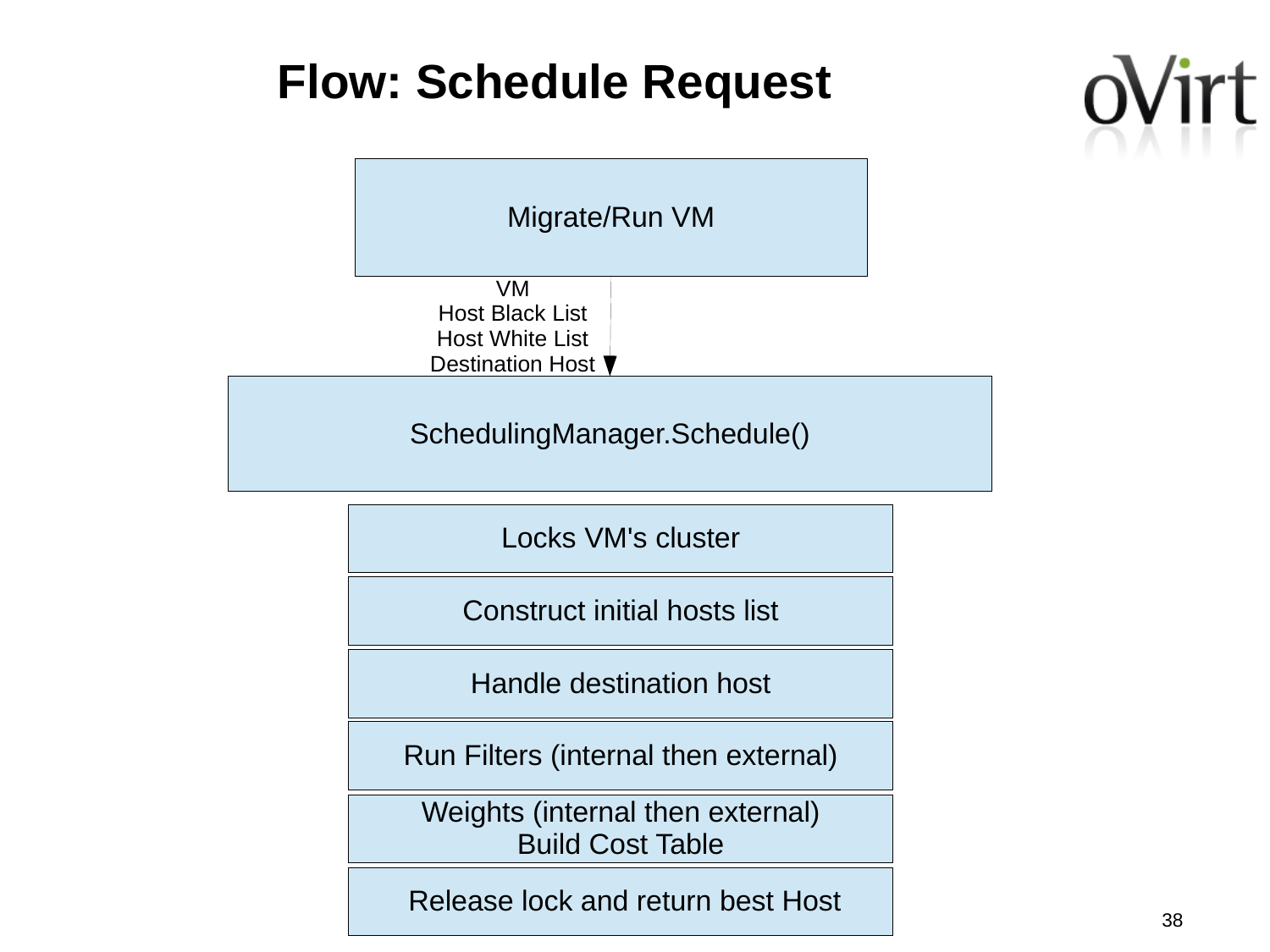# Flow: Schedule Request

Migrate/Run VM

VM
Host Black List
Host White List
Destination Host

SchedulingManager.Schedule()

- Locks VM's cluster
- Construct initial hosts list
- Handle destination host
- Run Filters (internal then external)
- Weights (internal then external)
  Build Cost Table
- Release lock and return best Host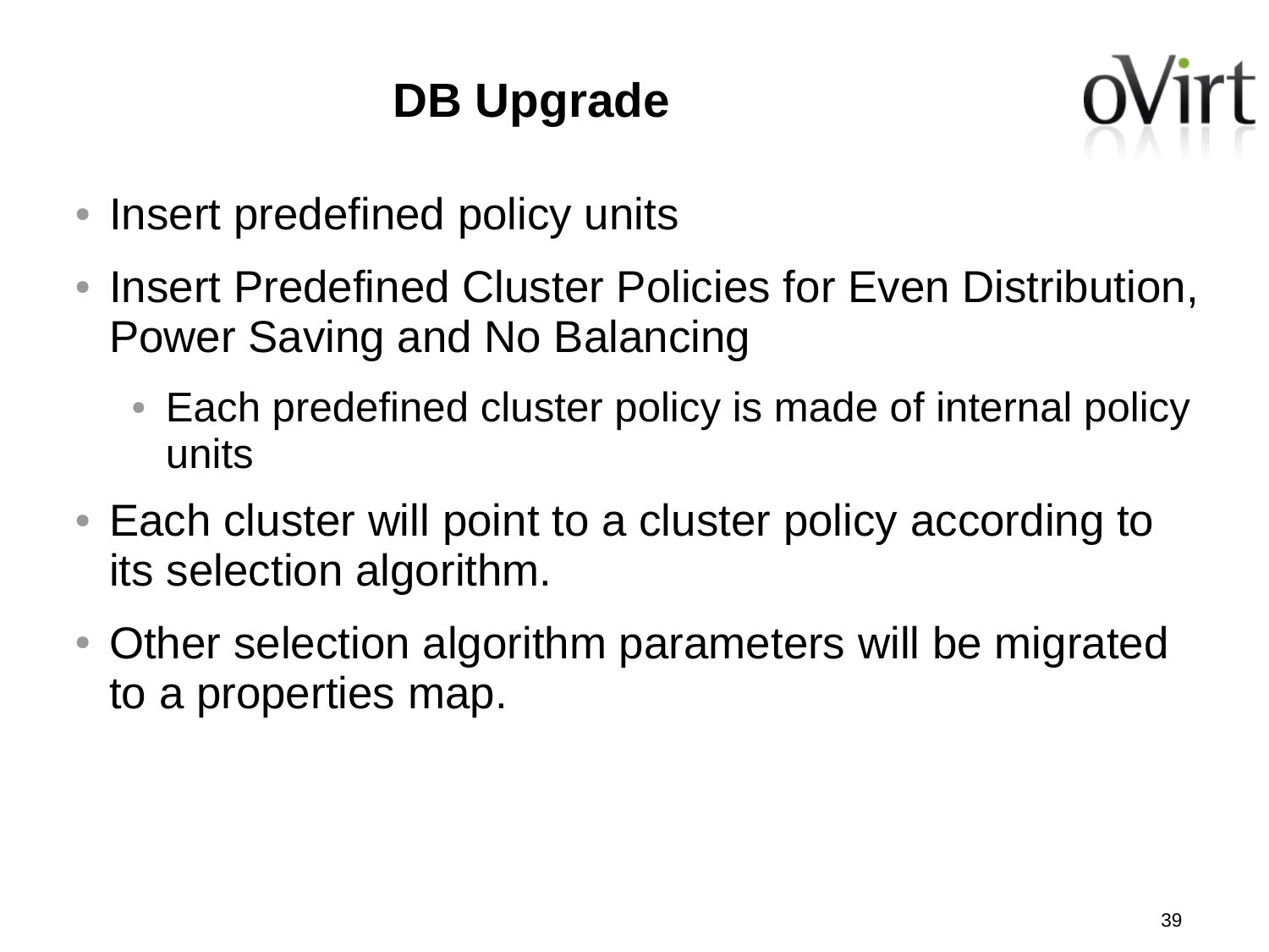# DB Upgrade

- Insert predefined policy units
- Insert Predefined Cluster Policies for Even Distribution, Power Saving and No Balancing
  - Each predefined cluster policy is made of internal policy units
- Each cluster will point to a cluster policy according to its selection algorithm.
- Other selection algorithm parameters will be migrated to a properties map.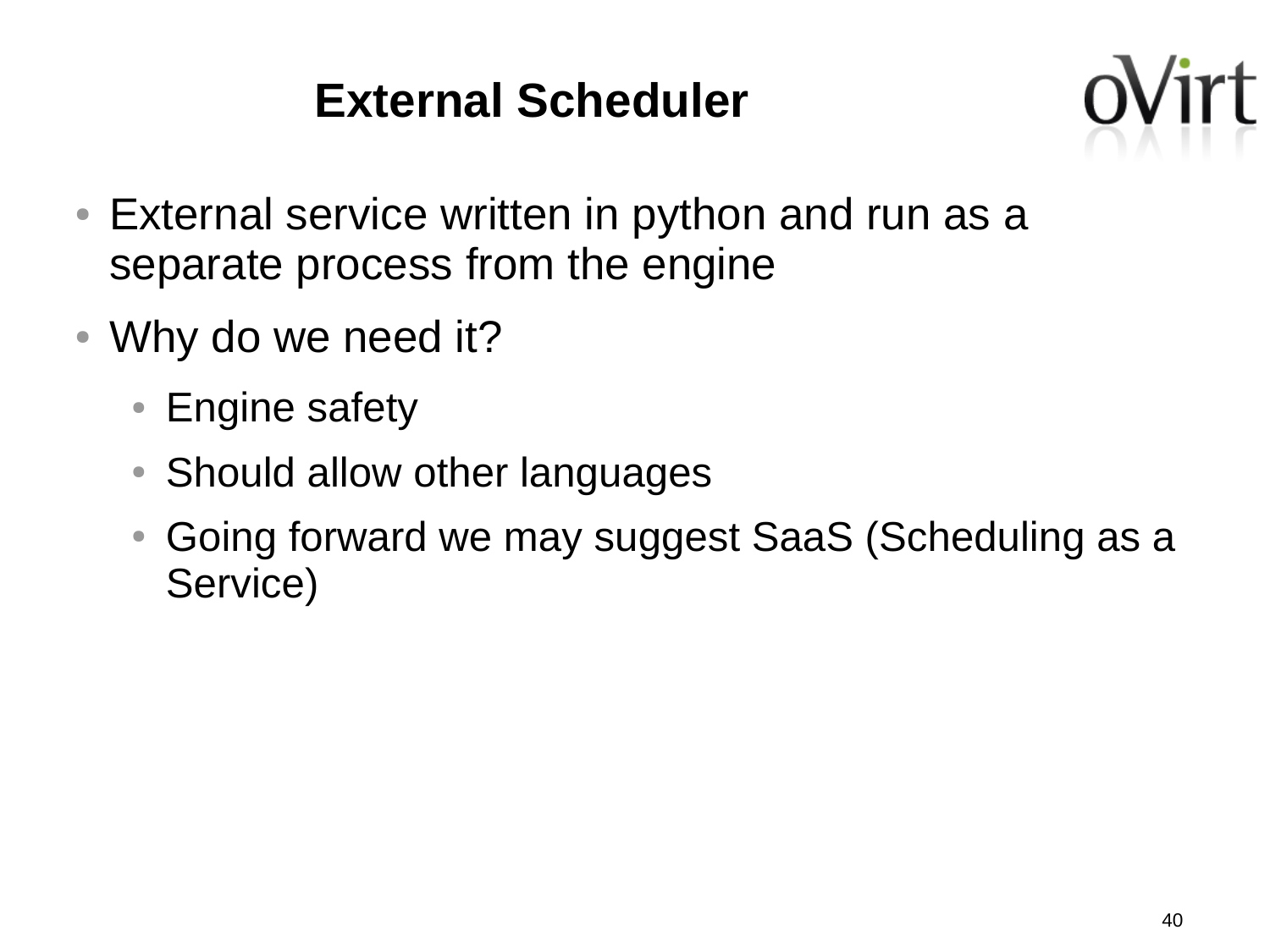# External Scheduler

- External service written in python and run as a separate process from the engine
- Why do we need it?
  - Engine safety
  - Should allow other languages
  - Going forward we may suggest SaaS (Scheduling as a Service)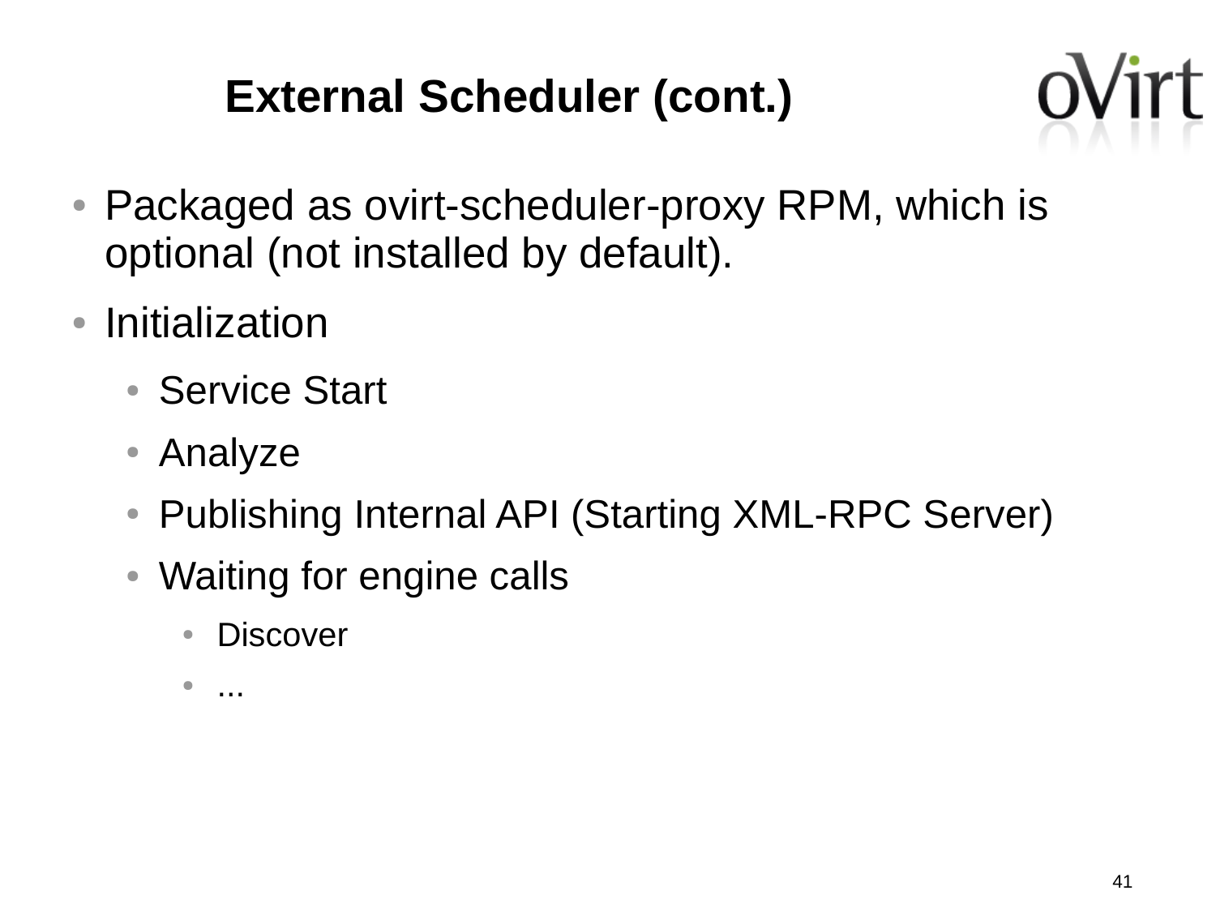# External Scheduler (cont.)

- Packaged as ovirt-scheduler-proxy RPM, which is optional (not installed by default).
- Initialization
  - Service Start
  - Analyze
  - Publishing Internal API (Starting XML-RPC Server)
  - Waiting for engine calls
    - Discover
    - ...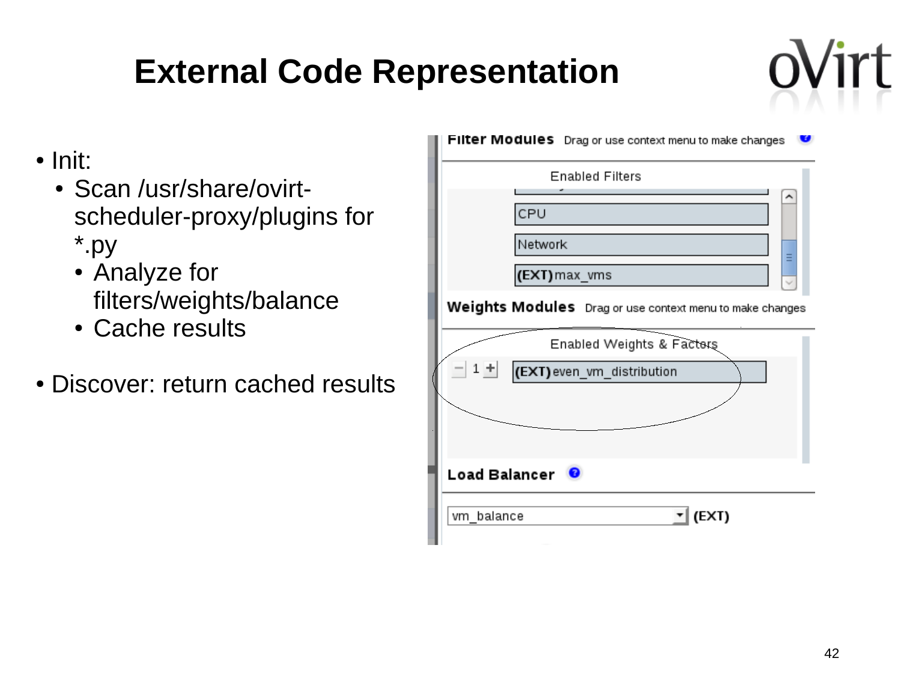# External Code Representation

- Init:
  - Scan /usr/share/ovirt-scheduler-proxy/plugins for *.py
    - Analyze for filters/weights/balance
    - Cache results

- Discover: return cached results

**Filter Modules** Drag or use context menu to make changes

Enabled Filters

- CPU
- Network
- (EXT) max_vms

**Weights Modules** Drag or use context menu to make changes

Enabled Weights & Factors

- 1 (EXT) even_vm_distribution

**Load Balancer**

vm_balance (EXT)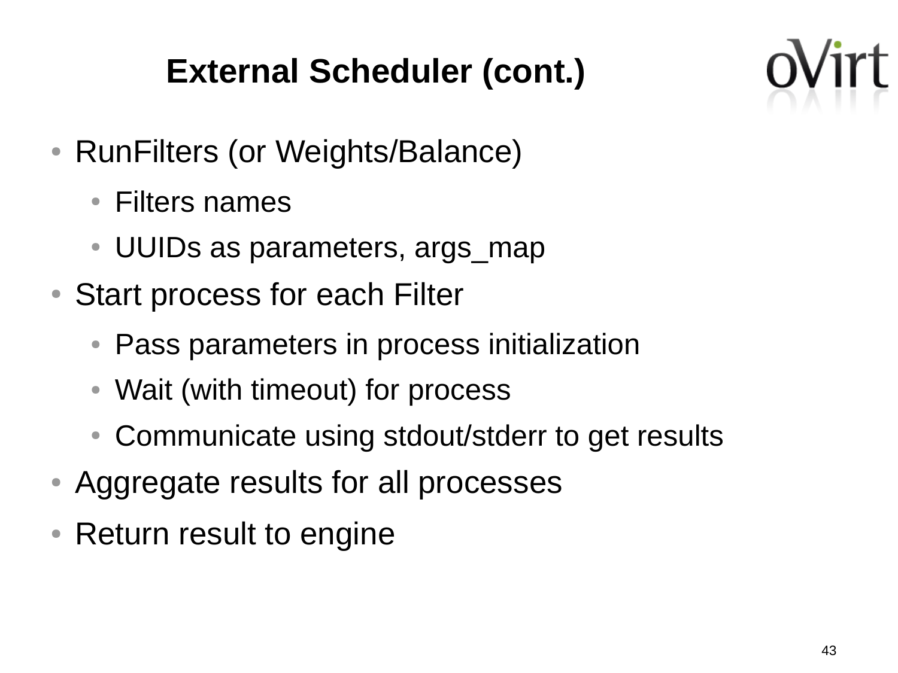# External Scheduler (cont.)

- RunFilters (or Weights/Balance)
  - Filters names
  - UUIDs as parameters, args_map
- Start process for each Filter
  - Pass parameters in process initialization
  - Wait (with timeout) for process
  - Communicate using stdout/stderr to get results
- Aggregate results for all processes
- Return result to engine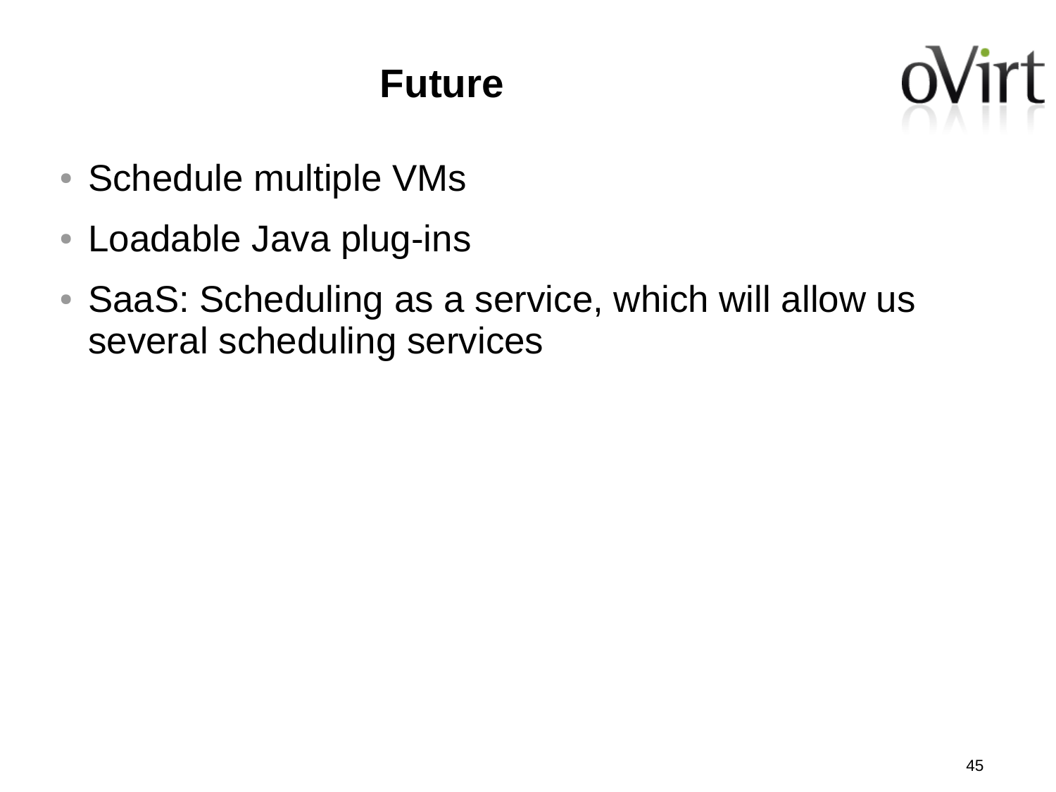# Future

- Schedule multiple VMs
- Loadable Java plug-ins
- SaaS: Scheduling as a service, which will allow us several scheduling services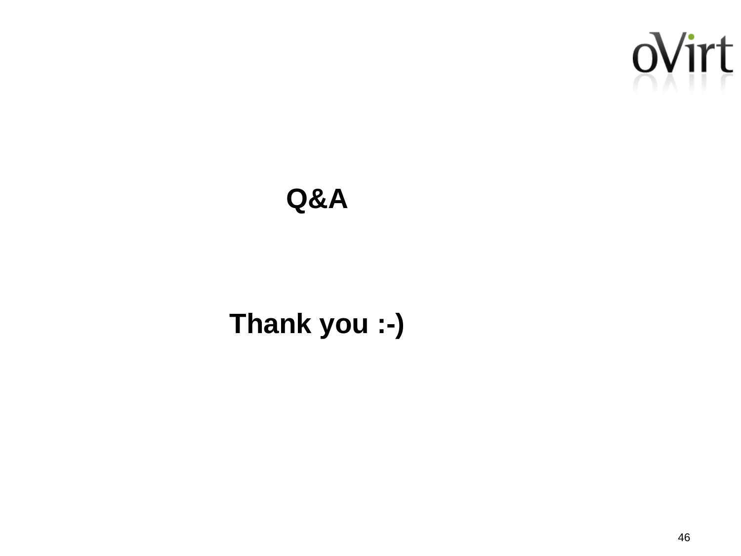**Q&A**

**Thank you :-)**